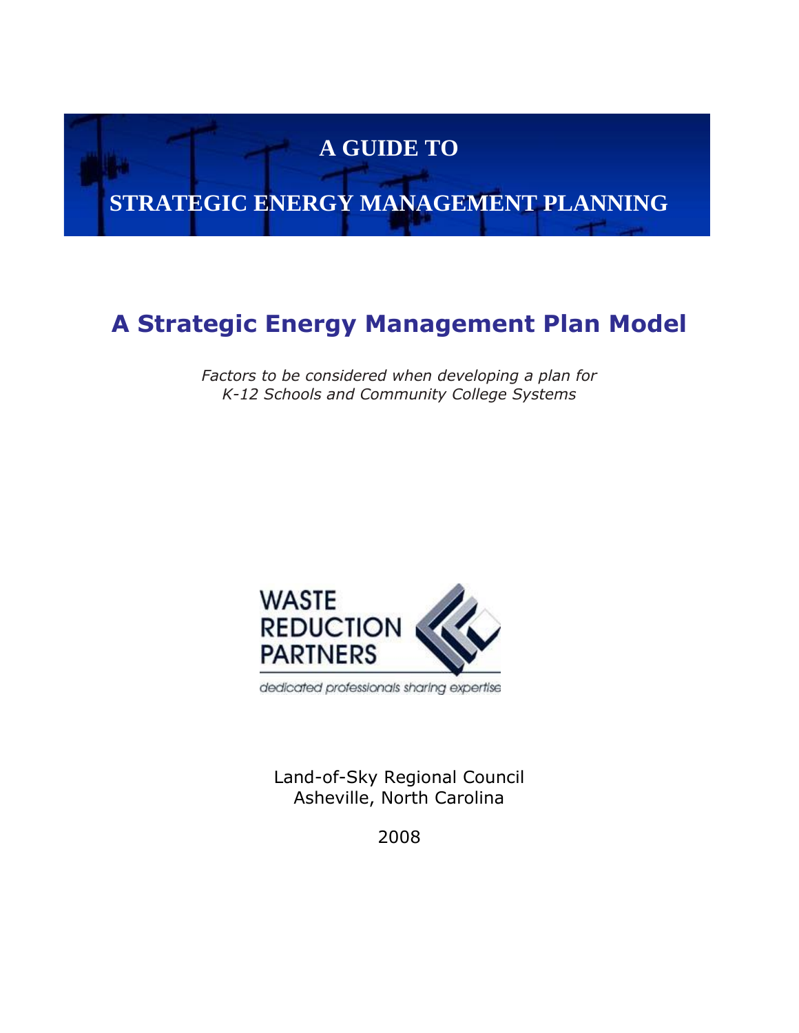# A GUIDE TO

# STRATEGIC ENERGY MANAGEMENT PLANNING

## A Strategic Energy Management Plan Model

*Factors to be considered when developing a plan for*
*K-12 Schools and Community College Systems*

WASTE
REDUCTION
PARTNERS

*dedicated professionals sharing expertise*

Land-of-Sky Regional Council
Asheville, North Carolina

2008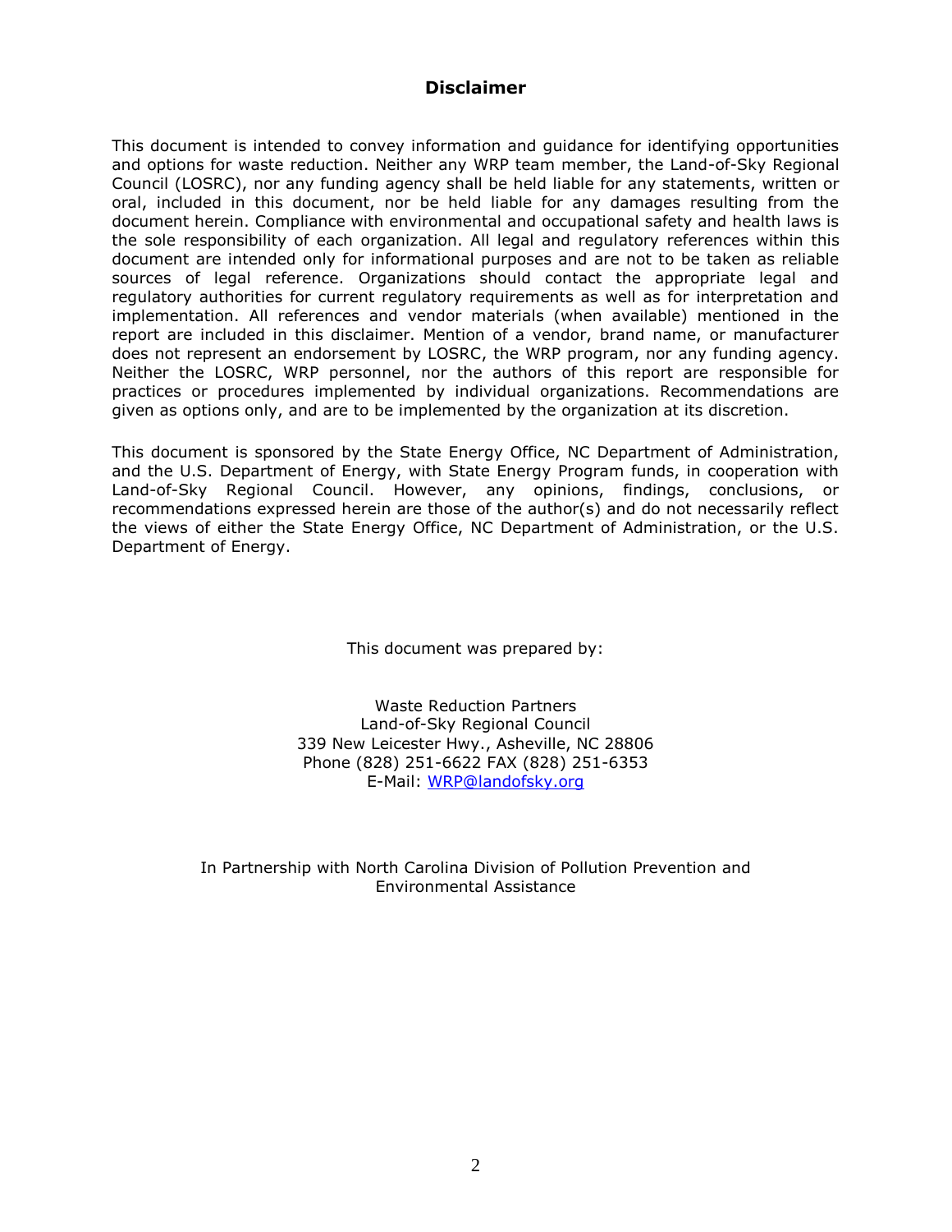## Disclaimer

This document is intended to convey information and guidance for identifying opportunities and options for waste reduction. Neither any WRP team member, the Land-of-Sky Regional Council (LOSRC), nor any funding agency shall be held liable for any statements, written or oral, included in this document, nor be held liable for any damages resulting from the document herein. Compliance with environmental and occupational safety and health laws is the sole responsibility of each organization. All legal and regulatory references within this document are intended only for informational purposes and are not to be taken as reliable sources of legal reference. Organizations should contact the appropriate legal and regulatory authorities for current regulatory requirements as well as for interpretation and implementation. All references and vendor materials (when available) mentioned in the report are included in this disclaimer. Mention of a vendor, brand name, or manufacturer does not represent an endorsement by LOSRC, the WRP program, nor any funding agency. Neither the LOSRC, WRP personnel, nor the authors of this report are responsible for practices or procedures implemented by individual organizations. Recommendations are given as options only, and are to be implemented by the organization at its discretion.

This document is sponsored by the State Energy Office, NC Department of Administration, and the U.S. Department of Energy, with State Energy Program funds, in cooperation with Land-of-Sky Regional Council. However, any opinions, findings, conclusions, or recommendations expressed herein are those of the author(s) and do not necessarily reflect the views of either the State Energy Office, NC Department of Administration, or the U.S. Department of Energy.

This document was prepared by:

Waste Reduction Partners  
Land-of-Sky Regional Council  
339 New Leicester Hwy., Asheville, NC 28806  
Phone (828) 251-6622 FAX (828) 251-6353  
E-Mail: WRP@landofsky.org

In Partnership with North Carolina Division of Pollution Prevention and Environmental Assistance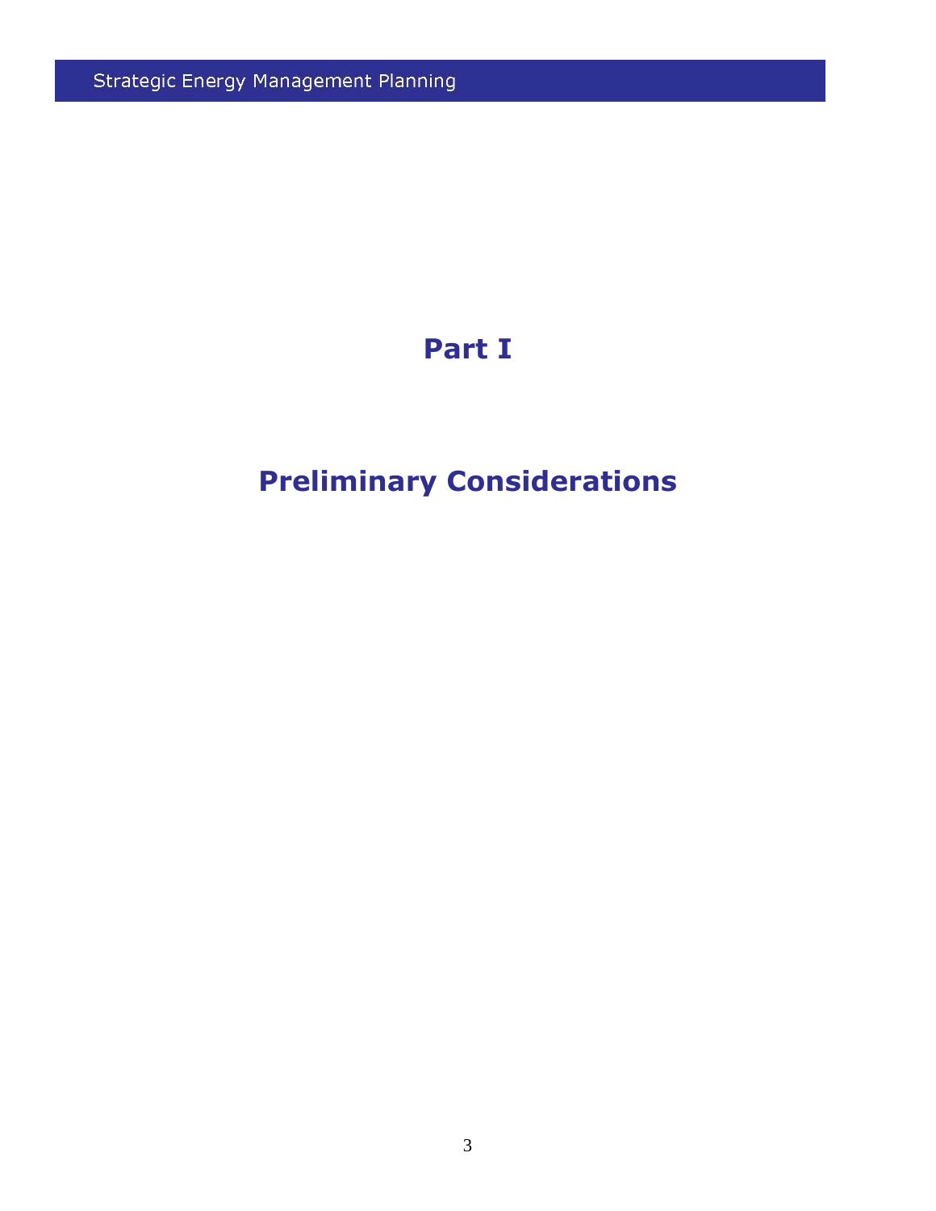# Part I

# Preliminary Considerations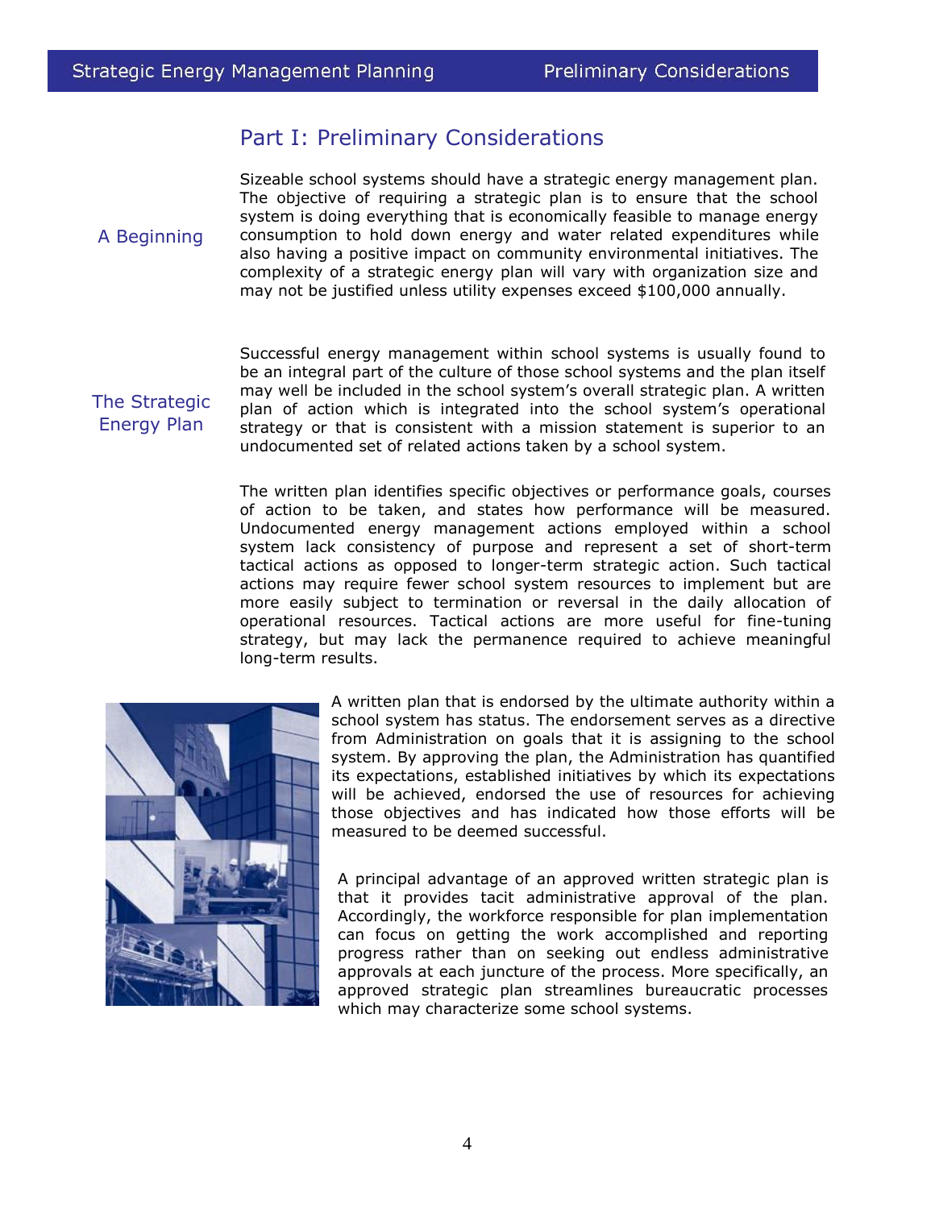## Part I: Preliminary Considerations

### A Beginning

Sizeable school systems should have a strategic energy management plan. The objective of requiring a strategic plan is to ensure that the school system is doing everything that is economically feasible to manage energy consumption to hold down energy and water related expenditures while also having a positive impact on community environmental initiatives. The complexity of a strategic energy plan will vary with organization size and may not be justified unless utility expenses exceed $100,000 annually.

### The Strategic Energy Plan

Successful energy management within school systems is usually found to be an integral part of the culture of those school systems and the plan itself may well be included in the school system's overall strategic plan. A written plan of action which is integrated into the school system's operational strategy or that is consistent with a mission statement is superior to an undocumented set of related actions taken by a school system.

The written plan identifies specific objectives or performance goals, courses of action to be taken, and states how performance will be measured. Undocumented energy management actions employed within a school system lack consistency of purpose and represent a set of short-term tactical actions as opposed to longer-term strategic action. Such tactical actions may require fewer school system resources to implement but are more easily subject to termination or reversal in the daily allocation of operational resources. Tactical actions are more useful for fine-tuning strategy, but may lack the permanence required to achieve meaningful long-term results.

A written plan that is endorsed by the ultimate authority within a school system has status. The endorsement serves as a directive from Administration on goals that it is assigning to the school system. By approving the plan, the Administration has quantified its expectations, established initiatives by which its expectations will be achieved, endorsed the use of resources for achieving those objectives and has indicated how those efforts will be measured to be deemed successful.

A principal advantage of an approved written strategic plan is that it provides tacit administrative approval of the plan. Accordingly, the workforce responsible for plan implementation can focus on getting the work accomplished and reporting progress rather than on seeking out endless administrative approvals at each juncture of the process. More specifically, an approved strategic plan streamlines bureaucratic processes which may characterize some school systems.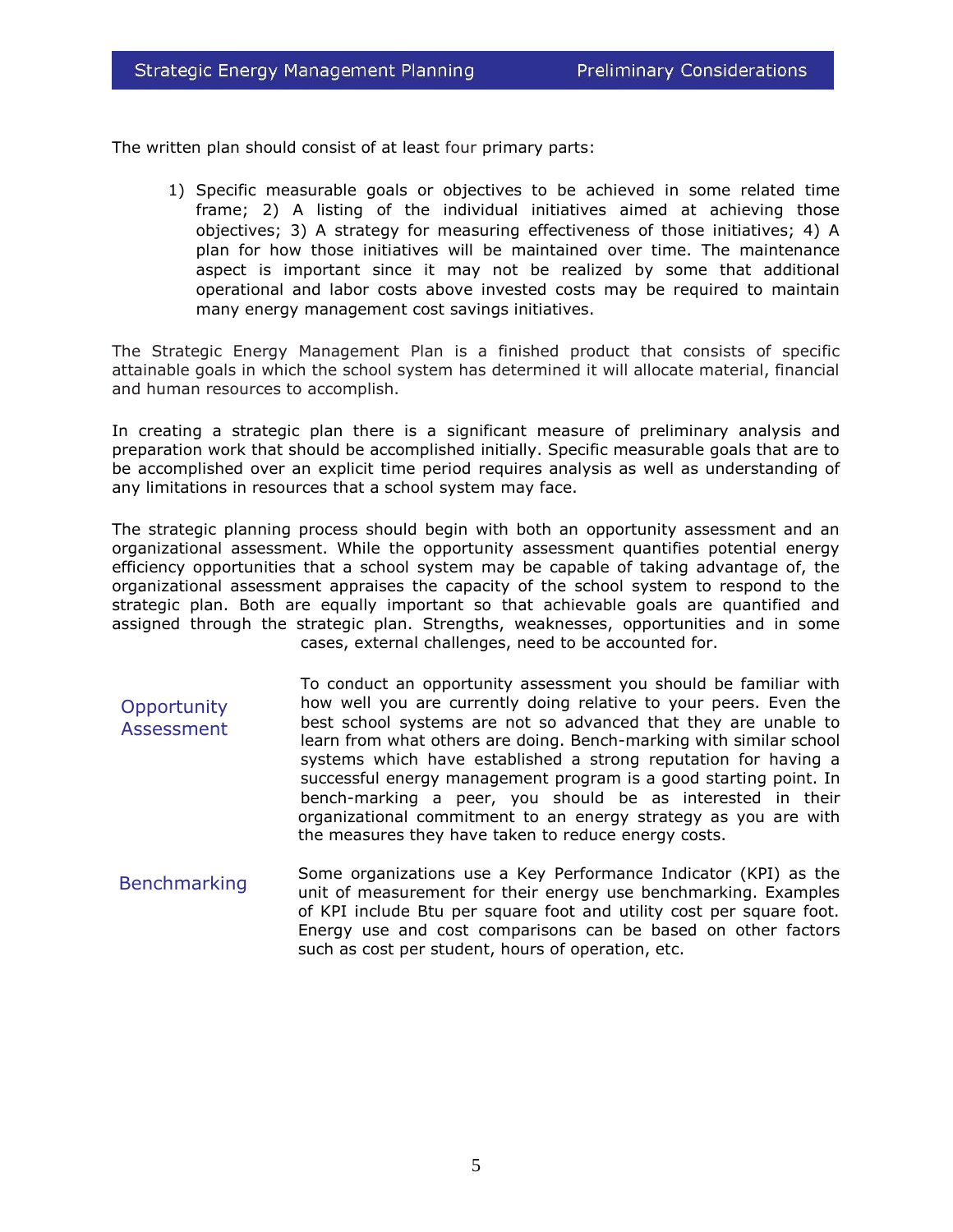The written plan should consist of at least four primary parts:

1) Specific measurable goals or objectives to be achieved in some related time frame; 2) A listing of the individual initiatives aimed at achieving those objectives; 3) A strategy for measuring effectiveness of those initiatives; 4) A plan for how those initiatives will be maintained over time. The maintenance aspect is important since it may not be realized by some that additional operational and labor costs above invested costs may be required to maintain many energy management cost savings initiatives.

The Strategic Energy Management Plan is a finished product that consists of specific attainable goals in which the school system has determined it will allocate material, financial and human resources to accomplish.

In creating a strategic plan there is a significant measure of preliminary analysis and preparation work that should be accomplished initially. Specific measurable goals that are to be accomplished over an explicit time period requires analysis as well as understanding of any limitations in resources that a school system may face.

The strategic planning process should begin with both an opportunity assessment and an organizational assessment. While the opportunity assessment quantifies potential energy efficiency opportunities that a school system may be capable of taking advantage of, the organizational assessment appraises the capacity of the school system to respond to the strategic plan. Both are equally important so that achievable goals are quantified and assigned through the strategic plan. Strengths, weaknesses, opportunities and in some cases, external challenges, need to be accounted for.

## Opportunity Assessment

To conduct an opportunity assessment you should be familiar with how well you are currently doing relative to your peers. Even the best school systems are not so advanced that they are unable to learn from what others are doing. Bench-marking with similar school systems which have established a strong reputation for having a successful energy management program is a good starting point. In bench-marking a peer, you should be as interested in their organizational commitment to an energy strategy as you are with the measures they have taken to reduce energy costs.

## Benchmarking

Some organizations use a Key Performance Indicator (KPI) as the unit of measurement for their energy use benchmarking. Examples of KPI include Btu per square foot and utility cost per square foot. Energy use and cost comparisons can be based on other factors such as cost per student, hours of operation, etc.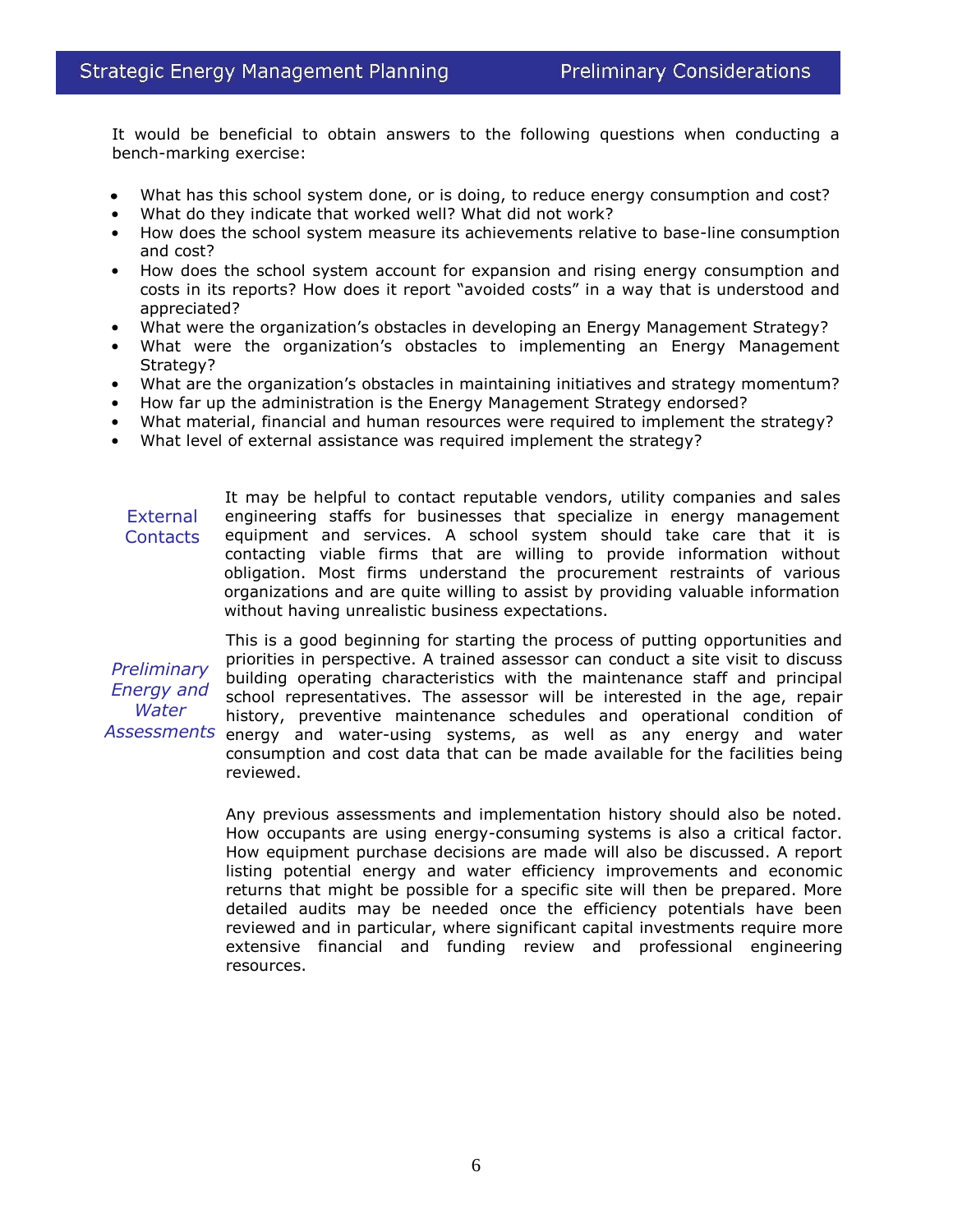It would be beneficial to obtain answers to the following questions when conducting a bench-marking exercise:

- What has this school system done, or is doing, to reduce energy consumption and cost?
- What do they indicate that worked well? What did not work?
- How does the school system measure its achievements relative to base-line consumption and cost?
- How does the school system account for expansion and rising energy consumption and costs in its reports? How does it report "avoided costs" in a way that is understood and appreciated?
- What were the organization's obstacles in developing an Energy Management Strategy?
- What were the organization's obstacles to implementing an Energy Management Strategy?
- What are the organization's obstacles in maintaining initiatives and strategy momentum?
- How far up the administration is the Energy Management Strategy endorsed?
- What material, financial and human resources were required to implement the strategy?
- What level of external assistance was required implement the strategy?

### External Contacts

It may be helpful to contact reputable vendors, utility companies and sales engineering staffs for businesses that specialize in energy management equipment and services. A school system should take care that it is contacting viable firms that are willing to provide information without obligation. Most firms understand the procurement restraints of various organizations and are quite willing to assist by providing valuable information without having unrealistic business expectations.

### *Preliminary Energy and Water Assessments*

This is a good beginning for starting the process of putting opportunities and priorities in perspective. A trained assessor can conduct a site visit to discuss building operating characteristics with the maintenance staff and principal school representatives. The assessor will be interested in the age, repair history, preventive maintenance schedules and operational condition of energy and water-using systems, as well as any energy and water consumption and cost data that can be made available for the facilities being reviewed.

Any previous assessments and implementation history should also be noted. How occupants are using energy-consuming systems is also a critical factor. How equipment purchase decisions are made will also be discussed. A report listing potential energy and water efficiency improvements and economic returns that might be possible for a specific site will then be prepared. More detailed audits may be needed once the efficiency potentials have been reviewed and in particular, where significant capital investments require more extensive financial and funding review and professional engineering resources.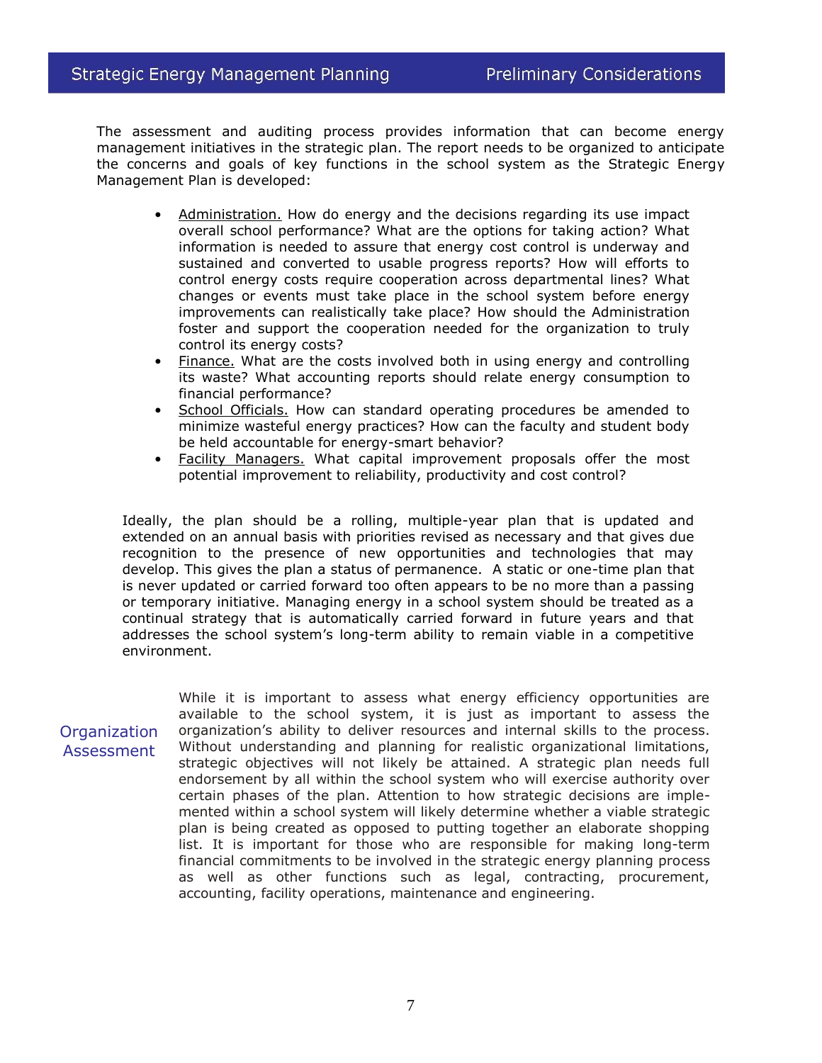The assessment and auditing process provides information that can become energy management initiatives in the strategic plan. The report needs to be organized to anticipate the concerns and goals of key functions in the school system as the Strategic Energy Management Plan is developed:

- Administration. How do energy and the decisions regarding its use impact overall school performance? What are the options for taking action? What information is needed to assure that energy cost control is underway and sustained and converted to usable progress reports? How will efforts to control energy costs require cooperation across departmental lines? What changes or events must take place in the school system before energy improvements can realistically take place? How should the Administration foster and support the cooperation needed for the organization to truly control its energy costs?
- Finance. What are the costs involved both in using energy and controlling its waste? What accounting reports should relate energy consumption to financial performance?
- School Officials. How can standard operating procedures be amended to minimize wasteful energy practices? How can the faculty and student body be held accountable for energy-smart behavior?
- Facility Managers. What capital improvement proposals offer the most potential improvement to reliability, productivity and cost control?

Ideally, the plan should be a rolling, multiple-year plan that is updated and extended on an annual basis with priorities revised as necessary and that gives due recognition to the presence of new opportunities and technologies that may develop. This gives the plan a status of permanence. A static or one-time plan that is never updated or carried forward too often appears to be no more than a passing or temporary initiative. Managing energy in a school system should be treated as a continual strategy that is automatically carried forward in future years and that addresses the school system's long-term ability to remain viable in a competitive environment.

## Organization Assessment

While it is important to assess what energy efficiency opportunities are available to the school system, it is just as important to assess the organization's ability to deliver resources and internal skills to the process. Without understanding and planning for realistic organizational limitations, strategic objectives will not likely be attained. A strategic plan needs full endorsement by all within the school system who will exercise authority over certain phases of the plan. Attention to how strategic decisions are implemented within a school system will likely determine whether a viable strategic plan is being created as opposed to putting together an elaborate shopping list. It is important for those who are responsible for making long-term financial commitments to be involved in the strategic energy planning process as well as other functions such as legal, contracting, procurement, accounting, facility operations, maintenance and engineering.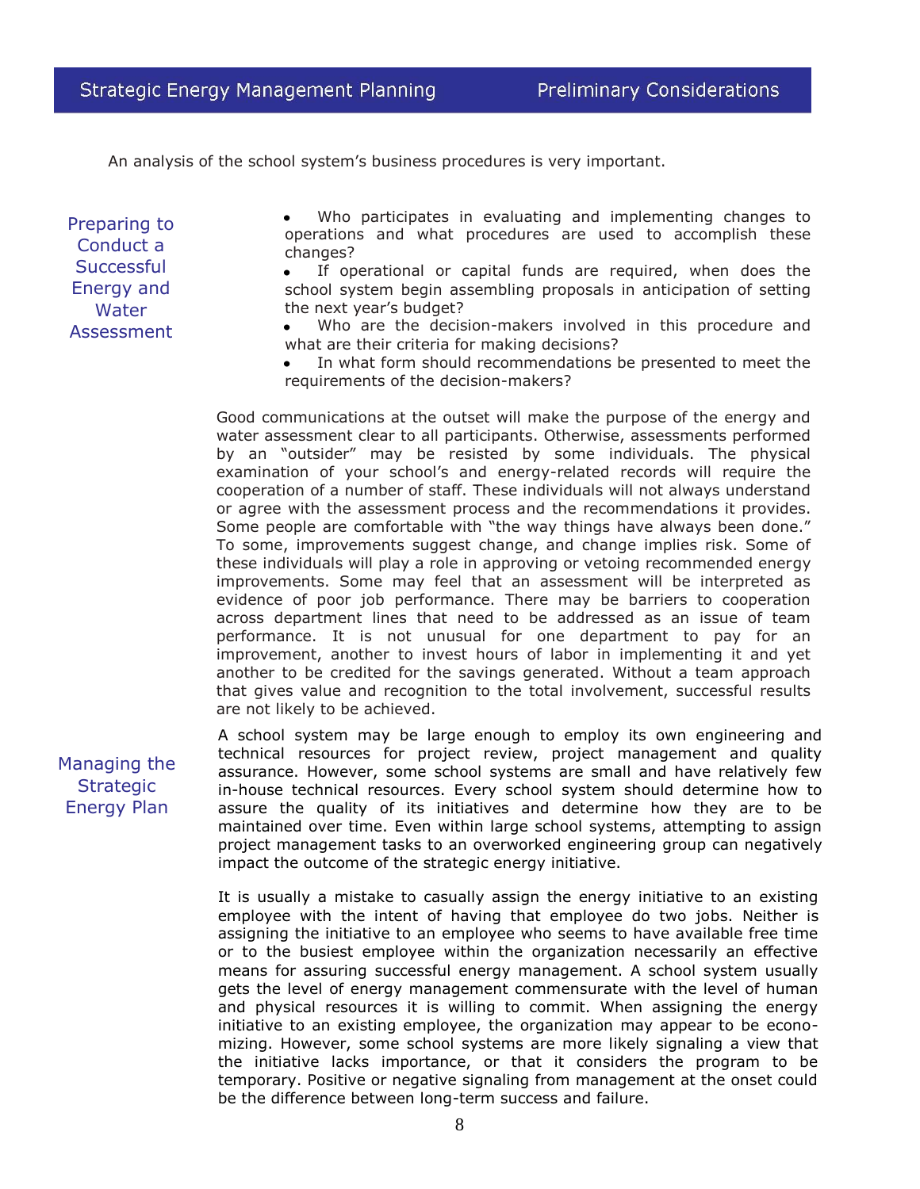An analysis of the school system's business procedures is very important.

## Preparing to Conduct a Successful Energy and Water Assessment

- Who participates in evaluating and implementing changes to operations and what procedures are used to accomplish these changes?
- If operational or capital funds are required, when does the school system begin assembling proposals in anticipation of setting the next year's budget?
- Who are the decision-makers involved in this procedure and what are their criteria for making decisions?
- In what form should recommendations be presented to meet the requirements of the decision-makers?

Good communications at the outset will make the purpose of the energy and water assessment clear to all participants. Otherwise, assessments performed by an "outsider" may be resisted by some individuals. The physical examination of your school's and energy-related records will require the cooperation of a number of staff. These individuals will not always understand or agree with the assessment process and the recommendations it provides. Some people are comfortable with "the way things have always been done." To some, improvements suggest change, and change implies risk. Some of these individuals will play a role in approving or vetoing recommended energy improvements. Some may feel that an assessment will be interpreted as evidence of poor job performance. There may be barriers to cooperation across department lines that need to be addressed as an issue of team performance. It is not unusual for one department to pay for an improvement, another to invest hours of labor in implementing it and yet another to be credited for the savings generated. Without a team approach that gives value and recognition to the total involvement, successful results are not likely to be achieved.

## Managing the Strategic Energy Plan

A school system may be large enough to employ its own engineering and technical resources for project review, project management and quality assurance. However, some school systems are small and have relatively few in-house technical resources. Every school system should determine how to assure the quality of its initiatives and determine how they are to be maintained over time. Even within large school systems, attempting to assign project management tasks to an overworked engineering group can negatively impact the outcome of the strategic energy initiative.

It is usually a mistake to casually assign the energy initiative to an existing employee with the intent of having that employee do two jobs. Neither is assigning the initiative to an employee who seems to have available free time or to the busiest employee within the organization necessarily an effective means for assuring successful energy management. A school system usually gets the level of energy management commensurate with the level of human and physical resources it is willing to commit. When assigning the energy initiative to an existing employee, the organization may appear to be economizing. However, some school systems are more likely signaling a view that the initiative lacks importance, or that it considers the program to be temporary. Positive or negative signaling from management at the onset could be the difference between long-term success and failure.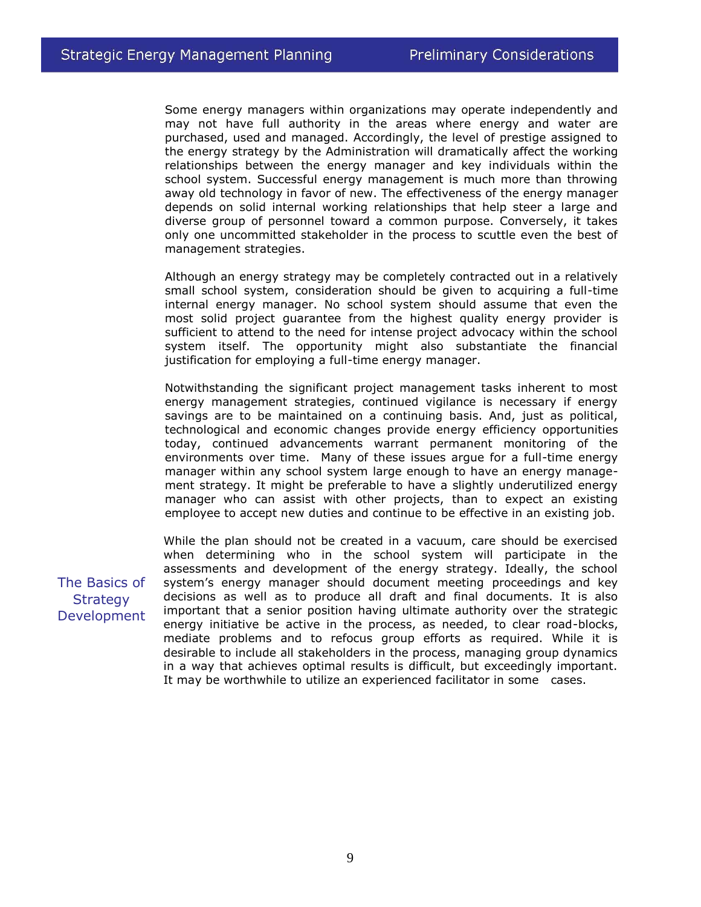Some energy managers within organizations may operate independently and may not have full authority in the areas where energy and water are purchased, used and managed. Accordingly, the level of prestige assigned to the energy strategy by the Administration will dramatically affect the working relationships between the energy manager and key individuals within the school system. Successful energy management is much more than throwing away old technology in favor of new. The effectiveness of the energy manager depends on solid internal working relationships that help steer a large and diverse group of personnel toward a common purpose. Conversely, it takes only one uncommitted stakeholder in the process to scuttle even the best of management strategies.

Although an energy strategy may be completely contracted out in a relatively small school system, consideration should be given to acquiring a full-time internal energy manager. No school system should assume that even the most solid project guarantee from the highest quality energy provider is sufficient to attend to the need for intense project advocacy within the school system itself. The opportunity might also substantiate the financial justification for employing a full-time energy manager.

Notwithstanding the significant project management tasks inherent to most energy management strategies, continued vigilance is necessary if energy savings are to be maintained on a continuing basis. And, just as political, technological and economic changes provide energy efficiency opportunities today, continued advancements warrant permanent monitoring of the environments over time. Many of these issues argue for a full-time energy manager within any school system large enough to have an energy management strategy. It might be preferable to have a slightly underutilized energy manager who can assist with other projects, than to expect an existing employee to accept new duties and continue to be effective in an existing job.

## The Basics of Strategy Development

While the plan should not be created in a vacuum, care should be exercised when determining who in the school system will participate in the assessments and development of the energy strategy. Ideally, the school system's energy manager should document meeting proceedings and key decisions as well as to produce all draft and final documents. It is also important that a senior position having ultimate authority over the strategic energy initiative be active in the process, as needed, to clear road-blocks, mediate problems and to refocus group efforts as required. While it is desirable to include all stakeholders in the process, managing group dynamics in a way that achieves optimal results is difficult, but exceedingly important. It may be worthwhile to utilize an experienced facilitator in some cases.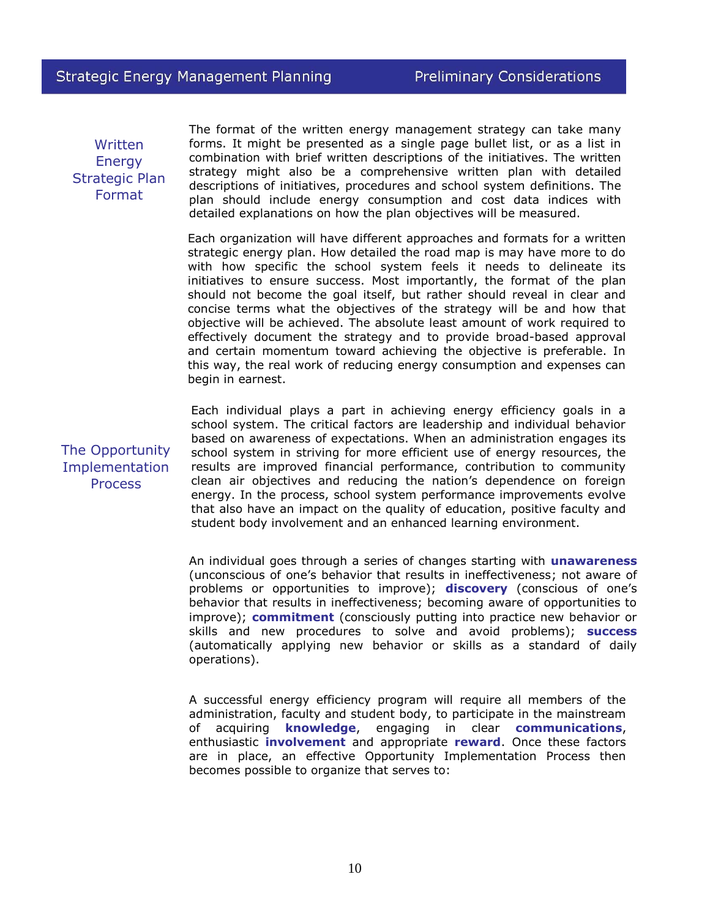## Written Energy Strategic Plan Format

The format of the written energy management strategy can take many forms. It might be presented as a single page bullet list, or as a list in combination with brief written descriptions of the initiatives. The written strategy might also be a comprehensive written plan with detailed descriptions of initiatives, procedures and school system definitions. The plan should include energy consumption and cost data indices with detailed explanations on how the plan objectives will be measured.

Each organization will have different approaches and formats for a written strategic energy plan. How detailed the road map is may have more to do with how specific the school system feels it needs to delineate its initiatives to ensure success. Most importantly, the format of the plan should not become the goal itself, but rather should reveal in clear and concise terms what the objectives of the strategy will be and how that objective will be achieved. The absolute least amount of work required to effectively document the strategy and to provide broad-based approval and certain momentum toward achieving the objective is preferable. In this way, the real work of reducing energy consumption and expenses can begin in earnest.

## The Opportunity Implementation Process

Each individual plays a part in achieving energy efficiency goals in a school system. The critical factors are leadership and individual behavior based on awareness of expectations. When an administration engages its school system in striving for more efficient use of energy resources, the results are improved financial performance, contribution to community clean air objectives and reducing the nation's dependence on foreign energy. In the process, school system performance improvements evolve that also have an impact on the quality of education, positive faculty and student body involvement and an enhanced learning environment.

An individual goes through a series of changes starting with **unawareness** (unconscious of one's behavior that results in ineffectiveness; not aware of problems or opportunities to improve); **discovery** (conscious of one's behavior that results in ineffectiveness; becoming aware of opportunities to improve); **commitment** (consciously putting into practice new behavior or skills and new procedures to solve and avoid problems); **success** (automatically applying new behavior or skills as a standard of daily operations).

A successful energy efficiency program will require all members of the administration, faculty and student body, to participate in the mainstream of acquiring **knowledge**, engaging in clear **communications**, enthusiastic **involvement** and appropriate **reward**. Once these factors are in place, an effective Opportunity Implementation Process then becomes possible to organize that serves to: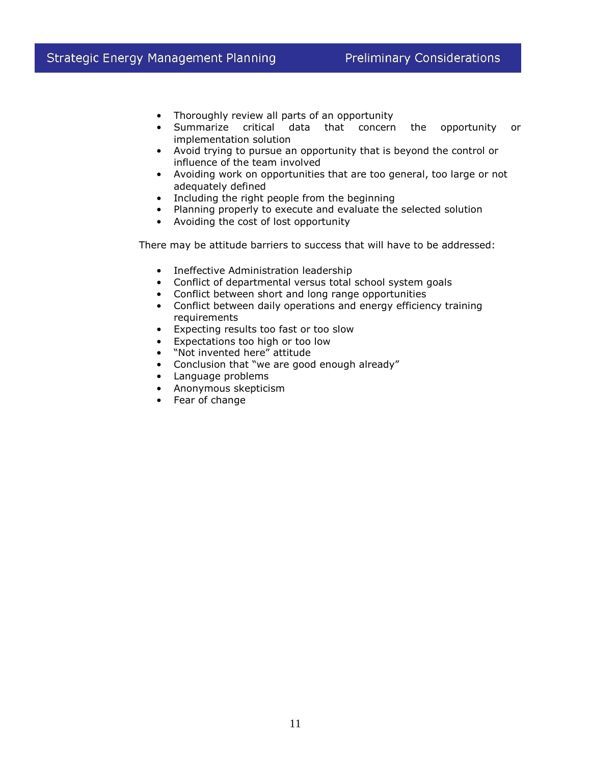- Thoroughly review all parts of an opportunity
- Summarize critical data that concern the opportunity or implementation solution
- Avoid trying to pursue an opportunity that is beyond the control or influence of the team involved
- Avoiding work on opportunities that are too general, too large or not adequately defined
- Including the right people from the beginning
- Planning properly to execute and evaluate the selected solution
- Avoiding the cost of lost opportunity

There may be attitude barriers to success that will have to be addressed:

- Ineffective Administration leadership
- Conflict of departmental versus total school system goals
- Conflict between short and long range opportunities
- Conflict between daily operations and energy efficiency training requirements
- Expecting results too fast or too slow
- Expectations too high or too low
- "Not invented here" attitude
- Conclusion that "we are good enough already"
- Language problems
- Anonymous skepticism
- Fear of change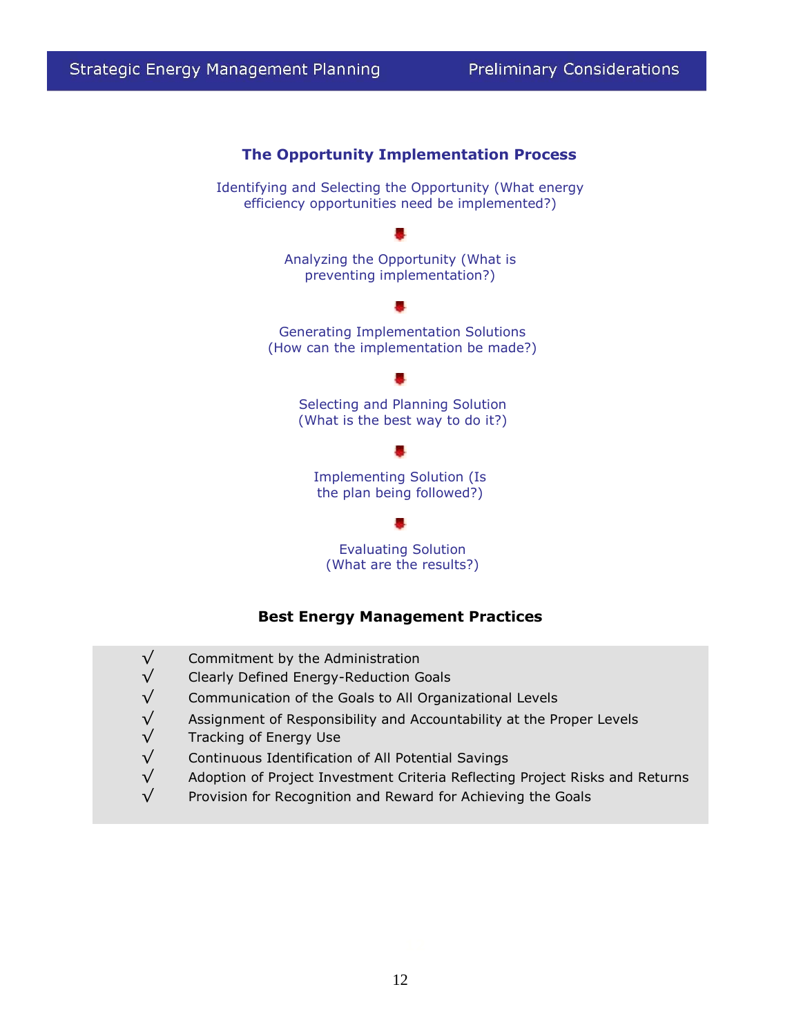## The Opportunity Implementation Process

Identifying and Selecting the Opportunity (What energy efficiency opportunities need be implemented?)

↓

Analyzing the Opportunity (What is preventing implementation?)

↓

Generating Implementation Solutions (How can the implementation be made?)

↓

Selecting and Planning Solution (What is the best way to do it?)

↓

Implementing Solution (Is the plan being followed?)

↓

Evaluating Solution (What are the results?)

## Best Energy Management Practices

- √ Commitment by the Administration
- √ Clearly Defined Energy-Reduction Goals
- √ Communication of the Goals to All Organizational Levels
- √ Assignment of Responsibility and Accountability at the Proper Levels
- √ Tracking of Energy Use
- √ Continuous Identification of All Potential Savings
- √ Adoption of Project Investment Criteria Reflecting Project Risks and Returns
- √ Provision for Recognition and Reward for Achieving the Goals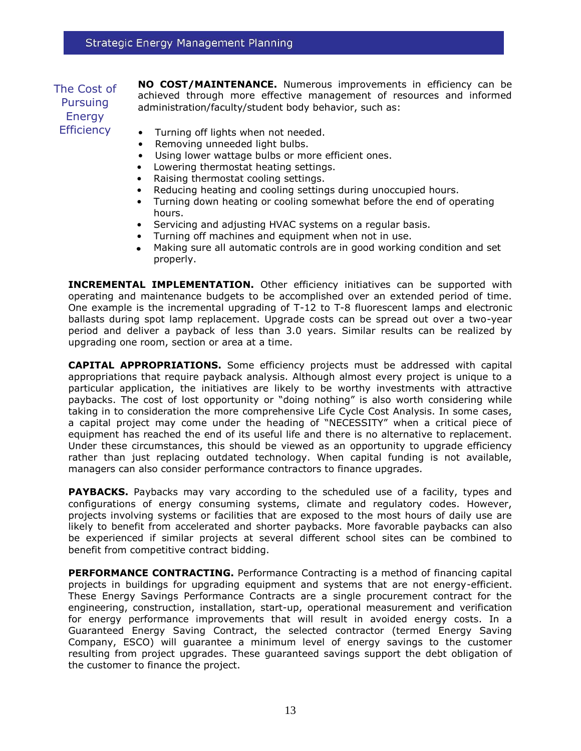## The Cost of Pursuing Energy Efficiency

**NO COST/MAINTENANCE.** Numerous improvements in efficiency can be achieved through more effective management of resources and informed administration/faculty/student body behavior, such as:

- Turning off lights when not needed.
- Removing unneeded light bulbs.
- Using lower wattage bulbs or more efficient ones.
- Lowering thermostat heating settings.
- Raising thermostat cooling settings.
- Reducing heating and cooling settings during unoccupied hours.
- Turning down heating or cooling somewhat before the end of operating hours.
- Servicing and adjusting HVAC systems on a regular basis.
- Turning off machines and equipment when not in use.
- Making sure all automatic controls are in good working condition and set properly.

**INCREMENTAL IMPLEMENTATION.** Other efficiency initiatives can be supported with operating and maintenance budgets to be accomplished over an extended period of time. One example is the incremental upgrading of T-12 to T-8 fluorescent lamps and electronic ballasts during spot lamp replacement. Upgrade costs can be spread out over a two-year period and deliver a payback of less than 3.0 years. Similar results can be realized by upgrading one room, section or area at a time.

**CAPITAL APPROPRIATIONS.** Some efficiency projects must be addressed with capital appropriations that require payback analysis. Although almost every project is unique to a particular application, the initiatives are likely to be worthy investments with attractive paybacks. The cost of lost opportunity or "doing nothing" is also worth considering while taking in to consideration the more comprehensive Life Cycle Cost Analysis. In some cases, a capital project may come under the heading of "NECESSITY" when a critical piece of equipment has reached the end of its useful life and there is no alternative to replacement. Under these circumstances, this should be viewed as an opportunity to upgrade efficiency rather than just replacing outdated technology. When capital funding is not available, managers can also consider performance contractors to finance upgrades.

**PAYBACKS.** Paybacks may vary according to the scheduled use of a facility, types and configurations of energy consuming systems, climate and regulatory codes. However, projects involving systems or facilities that are exposed to the most hours of daily use are likely to benefit from accelerated and shorter paybacks. More favorable paybacks can also be experienced if similar projects at several different school sites can be combined to benefit from competitive contract bidding.

**PERFORMANCE CONTRACTING.** Performance Contracting is a method of financing capital projects in buildings for upgrading equipment and systems that are not energy-efficient. These Energy Savings Performance Contracts are a single procurement contract for the engineering, construction, installation, start-up, operational measurement and verification for energy performance improvements that will result in avoided energy costs. In a Guaranteed Energy Saving Contract, the selected contractor (termed Energy Saving Company, ESCO) will guarantee a minimum level of energy savings to the customer resulting from project upgrades. These guaranteed savings support the debt obligation of the customer to finance the project.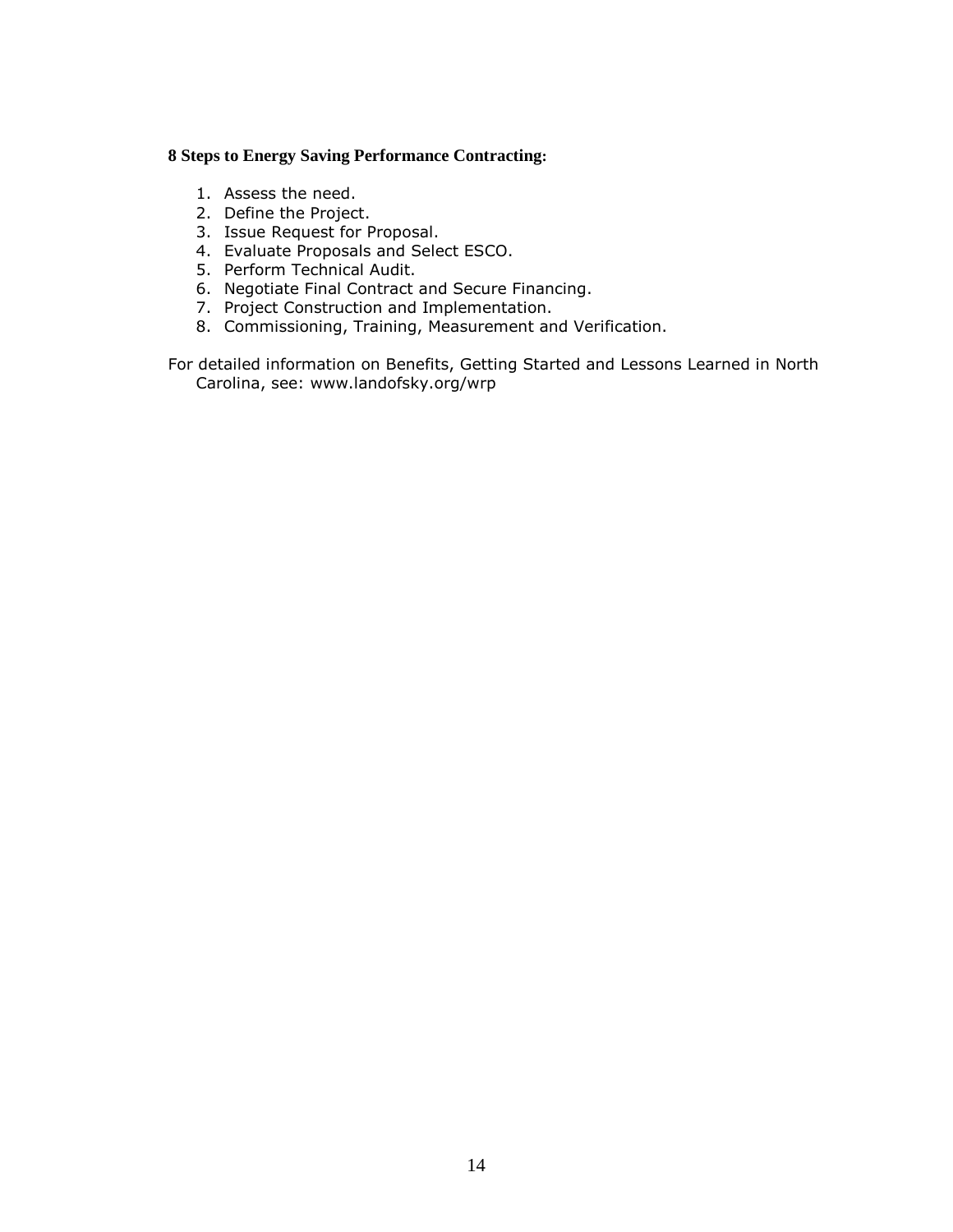**8 Steps to Energy Saving Performance Contracting:**

1. Assess the need.
2. Define the Project.
3. Issue Request for Proposal.
4. Evaluate Proposals and Select ESCO.
5. Perform Technical Audit.
6. Negotiate Final Contract and Secure Financing.
7. Project Construction and Implementation.
8. Commissioning, Training, Measurement and Verification.

For detailed information on Benefits, Getting Started and Lessons Learned in North Carolina, see: www.landofsky.org/wrp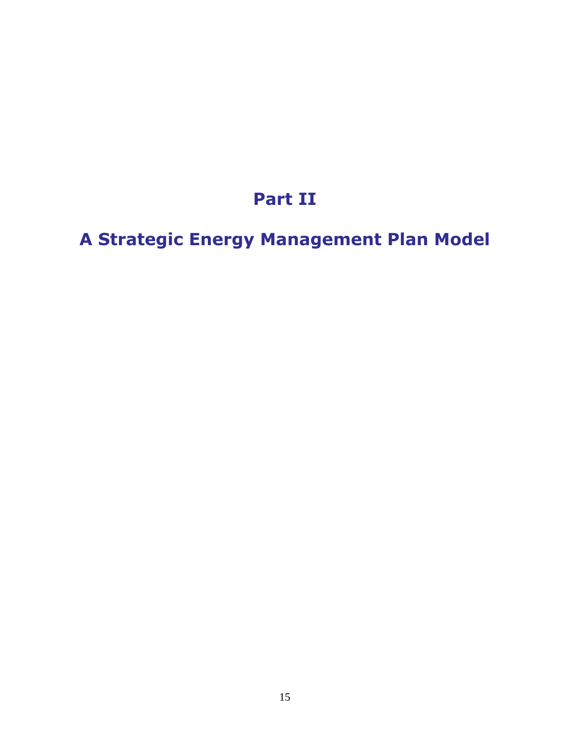# Part II

# A Strategic Energy Management Plan Model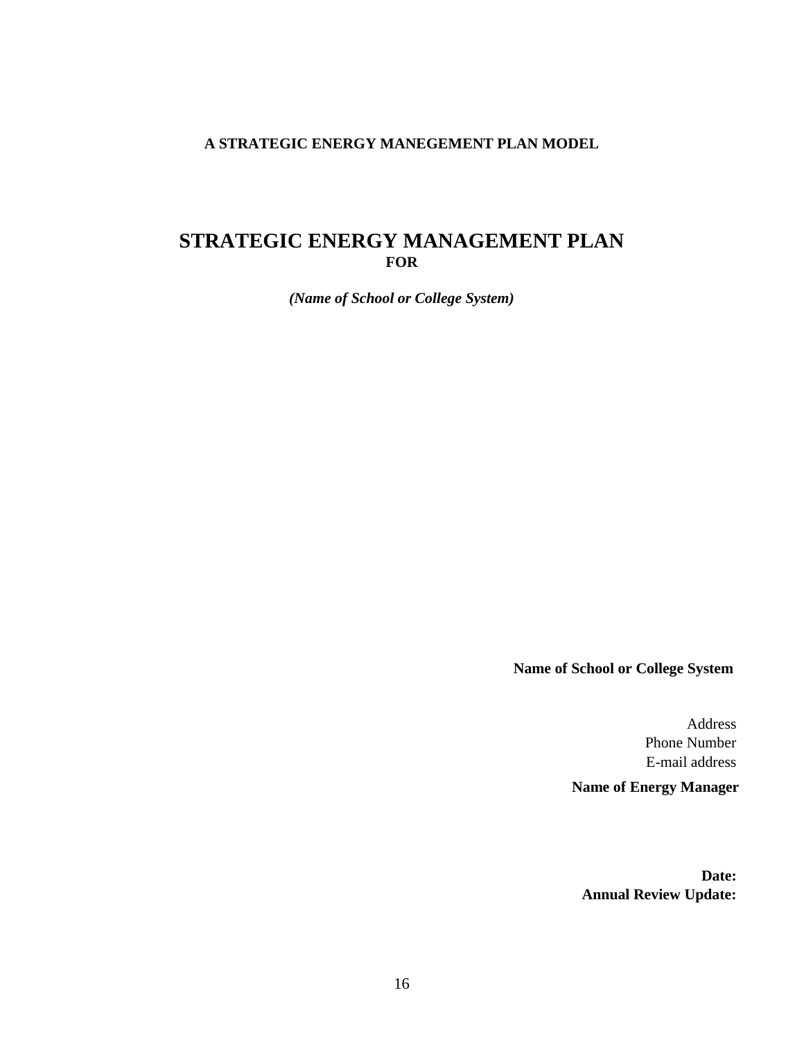**A STRATEGIC ENERGY MANEGEMENT PLAN MODEL**

# STRATEGIC ENERGY MANAGEMENT PLAN
**FOR**

***(Name of School or College System)***

**Name of School or College System**

Address
Phone Number
E-mail address

**Name of Energy Manager**

**Date:**
**Annual Review Update:**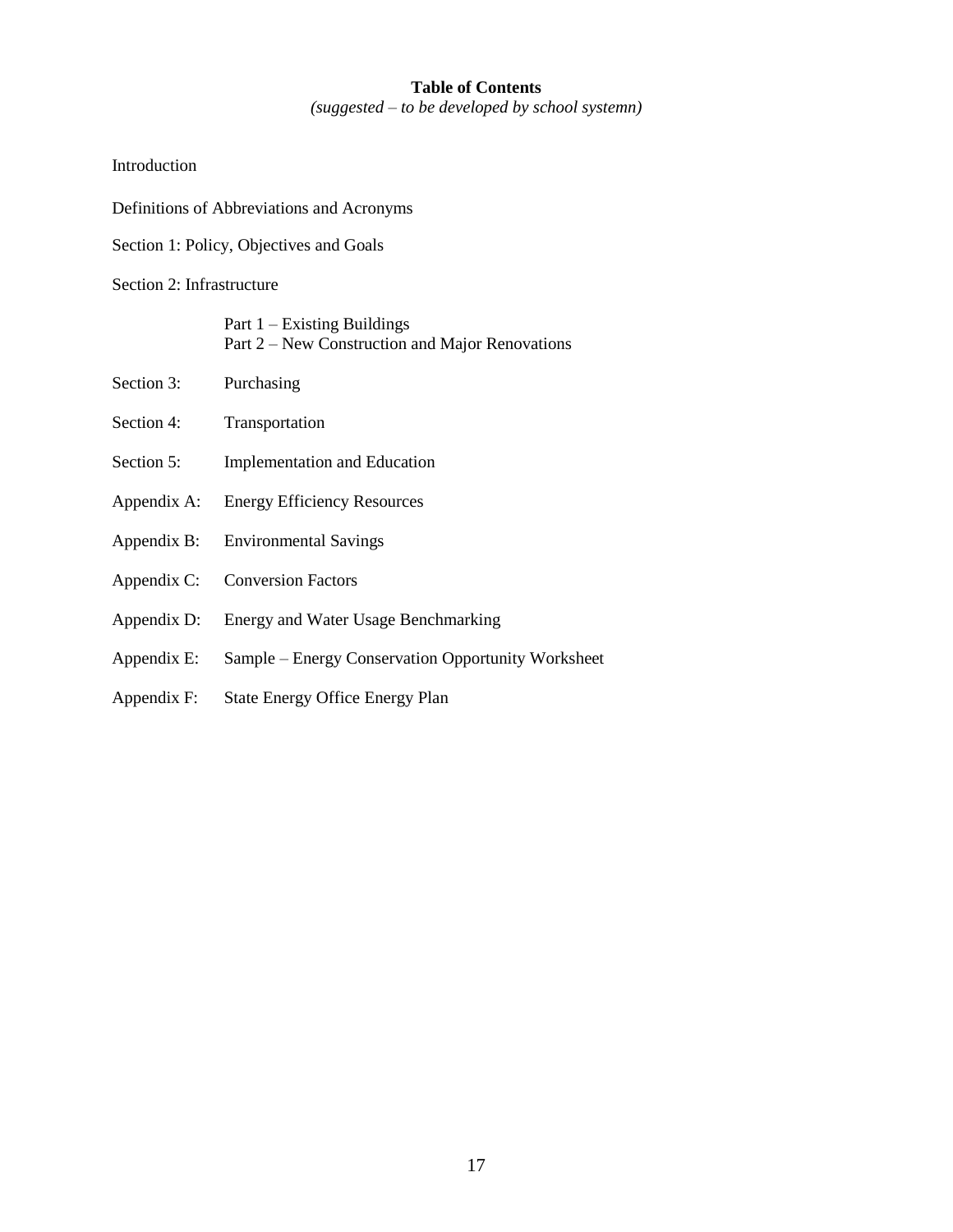## Table of Contents

*(suggested – to be developed by school systemn)*

Introduction

Definitions of Abbreviations and Acronyms

Section 1: Policy, Objectives and Goals

Section 2: Infrastructure

- Part 1 – Existing Buildings
- Part 2 – New Construction and Major Renovations

Section 3: Purchasing

Section 4: Transportation

Section 5: Implementation and Education

Appendix A: Energy Efficiency Resources

Appendix B: Environmental Savings

Appendix C: Conversion Factors

Appendix D: Energy and Water Usage Benchmarking

Appendix E: Sample – Energy Conservation Opportunity Worksheet

Appendix F: State Energy Office Energy Plan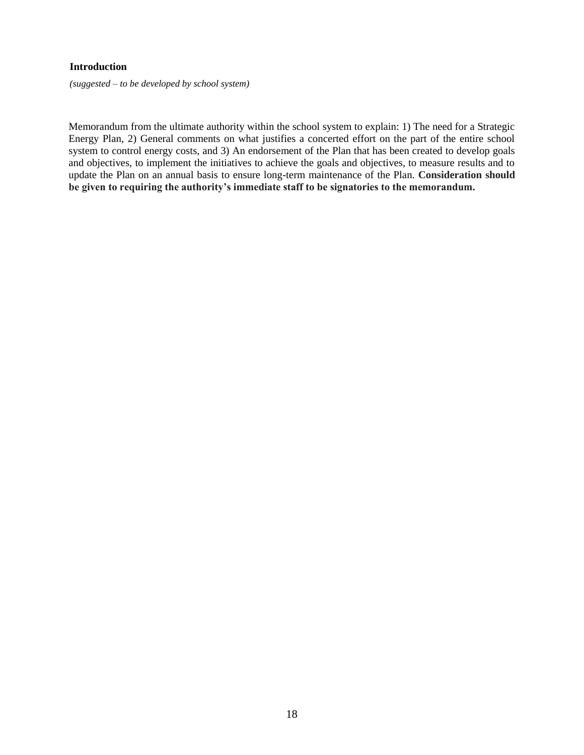## Introduction

*(suggested – to be developed by school system)*

Memorandum from the ultimate authority within the school system to explain: 1) The need for a Strategic Energy Plan, 2) General comments on what justifies a concerted effort on the part of the entire school system to control energy costs, and 3) An endorsement of the Plan that has been created to develop goals and objectives, to implement the initiatives to achieve the goals and objectives, to measure results and to update the Plan on an annual basis to ensure long-term maintenance of the Plan. **Consideration should be given to requiring the authority's immediate staff to be signatories to the memorandum.**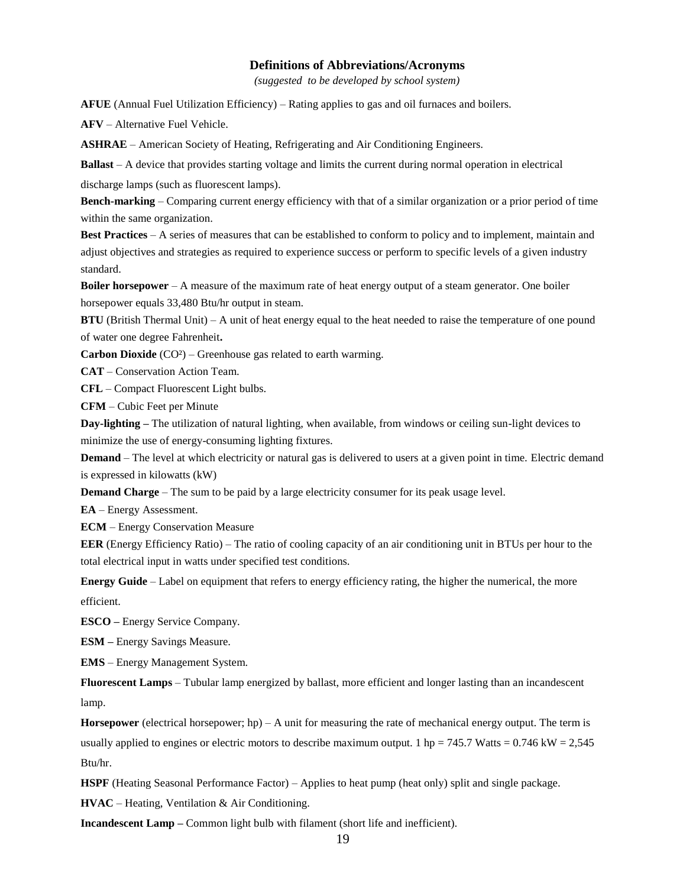## Definitions of Abbreviations/Acronyms

*(suggested to be developed by school system)*

**AFUE** (Annual Fuel Utilization Efficiency) – Rating applies to gas and oil furnaces and boilers.

**AFV** – Alternative Fuel Vehicle.

**ASHRAE** – American Society of Heating, Refrigerating and Air Conditioning Engineers.

**Ballast** – A device that provides starting voltage and limits the current during normal operation in electrical discharge lamps (such as fluorescent lamps).

**Bench-marking** – Comparing current energy efficiency with that of a similar organization or a prior period of time within the same organization.

**Best Practices** – A series of measures that can be established to conform to policy and to implement, maintain and adjust objectives and strategies as required to experience success or perform to specific levels of a given industry standard.

**Boiler horsepower** – A measure of the maximum rate of heat energy output of a steam generator. One boiler horsepower equals 33,480 Btu/hr output in steam.

**BTU** (British Thermal Unit) – A unit of heat energy equal to the heat needed to raise the temperature of one pound of water one degree Fahrenheit**.**

**Carbon Dioxide** ($CO^2$) – Greenhouse gas related to earth warming.

**CAT** – Conservation Action Team.

**CFL** – Compact Fluorescent Light bulbs.

**CFM** – Cubic Feet per Minute

**Day-lighting –** The utilization of natural lighting, when available, from windows or ceiling sun-light devices to minimize the use of energy-consuming lighting fixtures.

**Demand** – The level at which electricity or natural gas is delivered to users at a given point in time. Electric demand is expressed in kilowatts (kW)

**Demand Charge** – The sum to be paid by a large electricity consumer for its peak usage level.

**EA** – Energy Assessment.

**ECM** – Energy Conservation Measure

**EER** (Energy Efficiency Ratio) – The ratio of cooling capacity of an air conditioning unit in BTUs per hour to the total electrical input in watts under specified test conditions.

**Energy Guide** – Label on equipment that refers to energy efficiency rating, the higher the numerical, the more efficient.

**ESCO –** Energy Service Company.

**ESM –** Energy Savings Measure.

**EMS** – Energy Management System.

**Fluorescent Lamps** – Tubular lamp energized by ballast, more efficient and longer lasting than an incandescent lamp.

**Horsepower** (electrical horsepower; hp) – A unit for measuring the rate of mechanical energy output. The term is usually applied to engines or electric motors to describe maximum output. 1 hp = 745.7 Watts = 0.746 kW = 2,545 Btu/hr.

**HSPF** (Heating Seasonal Performance Factor) – Applies to heat pump (heat only) split and single package.

**HVAC** – Heating, Ventilation & Air Conditioning.

**Incandescent Lamp –** Common light bulb with filament (short life and inefficient).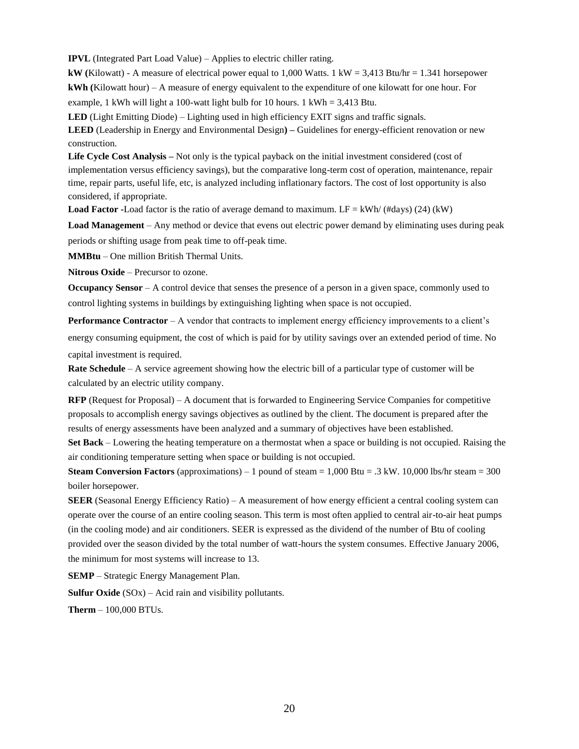**IPVL** (Integrated Part Load Value) – Applies to electric chiller rating.

**kW (**Kilowatt) - A measure of electrical power equal to 1,000 Watts. 1 kW = 3,413 Btu/hr = 1.341 horsepower

**kWh (**Kilowatt hour) – A measure of energy equivalent to the expenditure of one kilowatt for one hour. For example, 1 kWh will light a 100-watt light bulb for 10 hours. 1 kWh = 3,413 Btu.

**LED** (Light Emitting Diode) – Lighting used in high efficiency EXIT signs and traffic signals.

**LEED** (Leadership in Energy and Environmental Design**) –** Guidelines for energy-efficient renovation or new construction.

**Life Cycle Cost Analysis –** Not only is the typical payback on the initial investment considered (cost of implementation versus efficiency savings), but the comparative long-term cost of operation, maintenance, repair time, repair parts, useful life, etc, is analyzed including inflationary factors. The cost of lost opportunity is also considered, if appropriate.

**Load Factor -**Load factor is the ratio of average demand to maximum. LF = kWh/ (#days) (24) (kW)

**Load Management** – Any method or device that evens out electric power demand by eliminating uses during peak periods or shifting usage from peak time to off-peak time.

**MMBtu** – One million British Thermal Units.

**Nitrous Oxide** – Precursor to ozone.

**Occupancy Sensor** – A control device that senses the presence of a person in a given space, commonly used to control lighting systems in buildings by extinguishing lighting when space is not occupied.

**Performance Contractor** – A vendor that contracts to implement energy efficiency improvements to a client's energy consuming equipment, the cost of which is paid for by utility savings over an extended period of time. No capital investment is required.

**Rate Schedule** – A service agreement showing how the electric bill of a particular type of customer will be calculated by an electric utility company.

**RFP** (Request for Proposal) – A document that is forwarded to Engineering Service Companies for competitive proposals to accomplish energy savings objectives as outlined by the client. The document is prepared after the results of energy assessments have been analyzed and a summary of objectives have been established.

**Set Back** – Lowering the heating temperature on a thermostat when a space or building is not occupied. Raising the air conditioning temperature setting when space or building is not occupied.

**Steam Conversion Factors** (approximations) – 1 pound of steam = 1,000 Btu = .3 kW. 10,000 lbs/hr steam = 300 boiler horsepower.

**SEER** (Seasonal Energy Efficiency Ratio) – A measurement of how energy efficient a central cooling system can operate over the course of an entire cooling season. This term is most often applied to central air-to-air heat pumps (in the cooling mode) and air conditioners. SEER is expressed as the dividend of the number of Btu of cooling provided over the season divided by the total number of watt-hours the system consumes. Effective January 2006, the minimum for most systems will increase to 13.

**SEMP** – Strategic Energy Management Plan.

**Sulfur Oxide** ($SO_x$) – Acid rain and visibility pollutants.

**Therm** – 100,000 BTUs.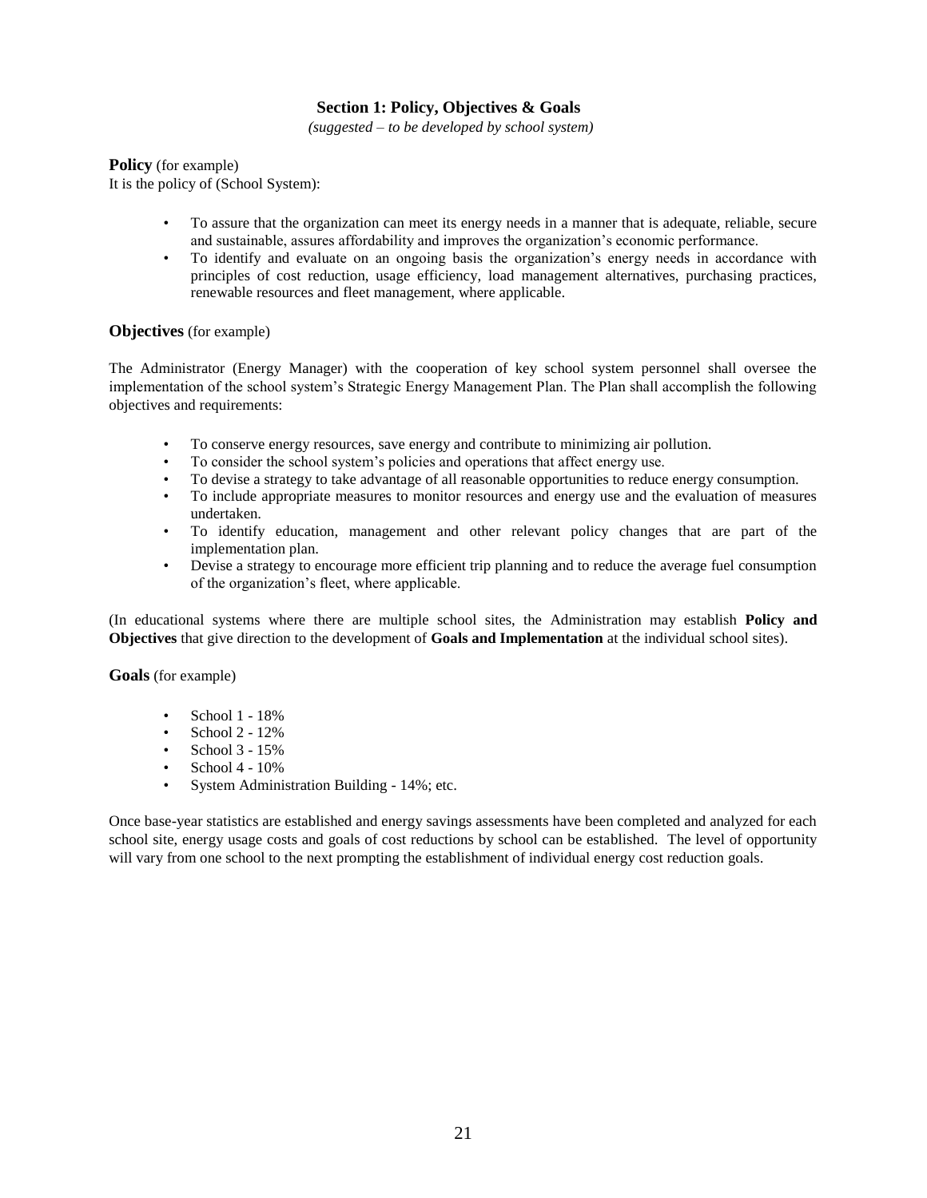## Section 1: Policy, Objectives & Goals

*(suggested – to be developed by school system)*

**Policy** (for example)
It is the policy of (School System):

- To assure that the organization can meet its energy needs in a manner that is adequate, reliable, secure and sustainable, assures affordability and improves the organization's economic performance.
- To identify and evaluate on an ongoing basis the organization's energy needs in accordance with principles of cost reduction, usage efficiency, load management alternatives, purchasing practices, renewable resources and fleet management, where applicable.

**Objectives** (for example)

The Administrator (Energy Manager) with the cooperation of key school system personnel shall oversee the implementation of the school system's Strategic Energy Management Plan. The Plan shall accomplish the following objectives and requirements:

- To conserve energy resources, save energy and contribute to minimizing air pollution.
- To consider the school system's policies and operations that affect energy use.
- To devise a strategy to take advantage of all reasonable opportunities to reduce energy consumption.
- To include appropriate measures to monitor resources and energy use and the evaluation of measures undertaken.
- To identify education, management and other relevant policy changes that are part of the implementation plan.
- Devise a strategy to encourage more efficient trip planning and to reduce the average fuel consumption of the organization's fleet, where applicable.

(In educational systems where there are multiple school sites, the Administration may establish **Policy and Objectives** that give direction to the development of **Goals and Implementation** at the individual school sites).

**Goals** (for example)

- School 1 - 18%
- School 2 - 12%
- School 3 - 15%
- School 4 - 10%
- System Administration Building - 14%; etc.

Once base-year statistics are established and energy savings assessments have been completed and analyzed for each school site, energy usage costs and goals of cost reductions by school can be established. The level of opportunity will vary from one school to the next prompting the establishment of individual energy cost reduction goals.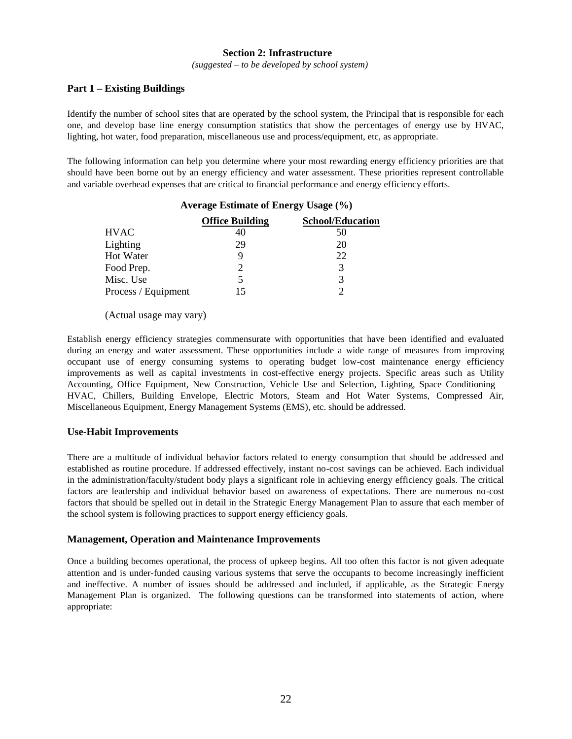## Section 2: Infrastructure

*(suggested – to be developed by school system)*

### Part 1 – Existing Buildings

Identify the number of school sites that are operated by the school system, the Principal that is responsible for each one, and develop base line energy consumption statistics that show the percentages of energy use by HVAC, lighting, hot water, food preparation, miscellaneous use and process/equipment, etc, as appropriate.

The following information can help you determine where your most rewarding energy efficiency priorities are that should have been borne out by an energy efficiency and water assessment. These priorities represent controllable and variable overhead expenses that are critical to financial performance and energy efficiency efforts.

**Average Estimate of Energy Usage (%)**

| | Office Building | School/Education |
|---|---|---|
| HVAC | 40 | 50 |
| Lighting | 29 | 20 |
| Hot Water | 9 | 22 |
| Food Prep. | 2 | 3 |
| Misc. Use | 5 | 3 |
| Process / Equipment | 15 | 2 |

(Actual usage may vary)

Establish energy efficiency strategies commensurate with opportunities that have been identified and evaluated during an energy and water assessment. These opportunities include a wide range of measures from improving occupant use of energy consuming systems to operating budget low-cost maintenance energy efficiency improvements as well as capital investments in cost-effective energy projects. Specific areas such as Utility Accounting, Office Equipment, New Construction, Vehicle Use and Selection, Lighting, Space Conditioning – HVAC, Chillers, Building Envelope, Electric Motors, Steam and Hot Water Systems, Compressed Air, Miscellaneous Equipment, Energy Management Systems (EMS), etc. should be addressed.

### Use-Habit Improvements

There are a multitude of individual behavior factors related to energy consumption that should be addressed and established as routine procedure. If addressed effectively, instant no-cost savings can be achieved. Each individual in the administration/faculty/student body plays a significant role in achieving energy efficiency goals. The critical factors are leadership and individual behavior based on awareness of expectations. There are numerous no-cost factors that should be spelled out in detail in the Strategic Energy Management Plan to assure that each member of the school system is following practices to support energy efficiency goals.

### Management, Operation and Maintenance Improvements

Once a building becomes operational, the process of upkeep begins. All too often this factor is not given adequate attention and is under-funded causing various systems that serve the occupants to become increasingly inefficient and ineffective. A number of issues should be addressed and included, if applicable, as the Strategic Energy Management Plan is organized. The following questions can be transformed into statements of action, where appropriate: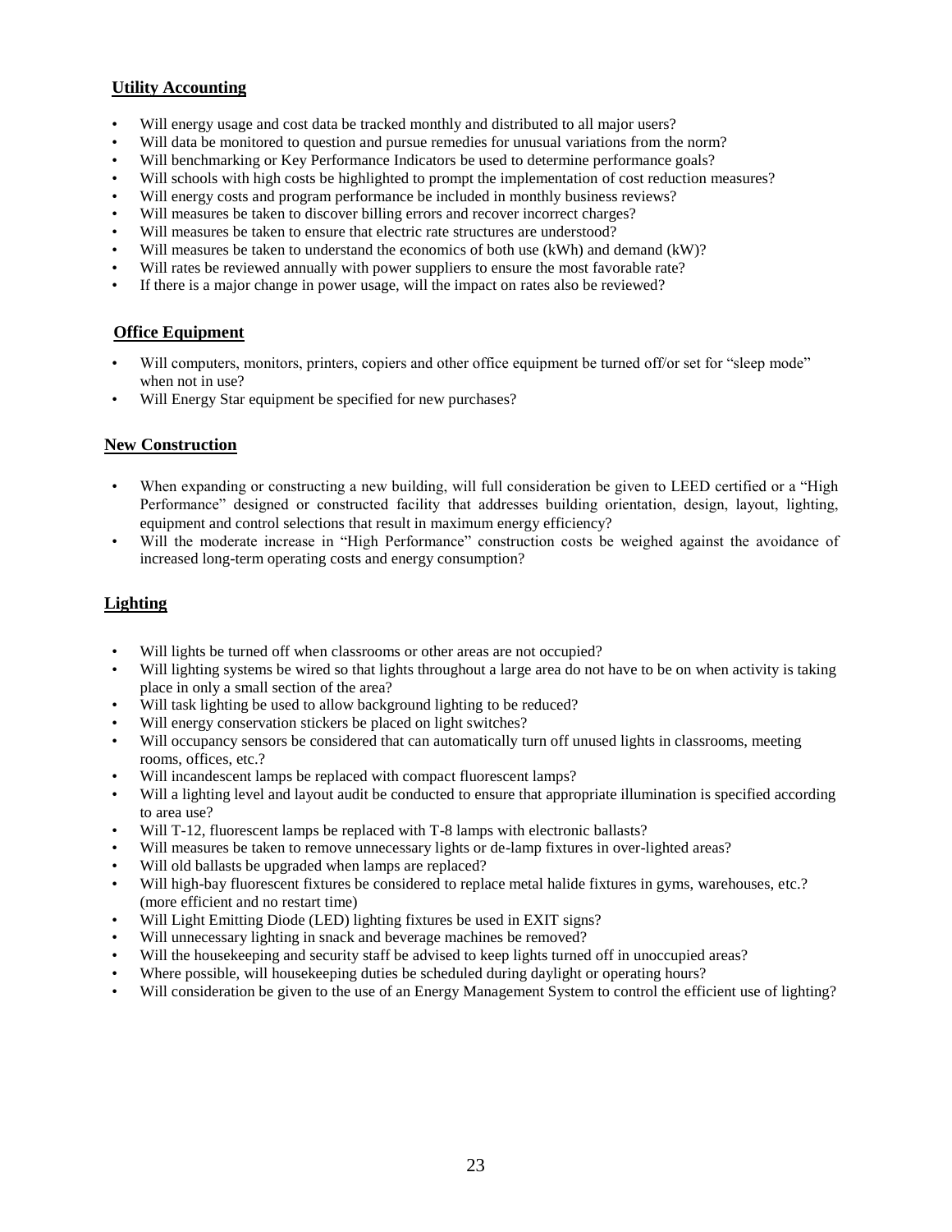## Utility Accounting

- Will energy usage and cost data be tracked monthly and distributed to all major users?
- Will data be monitored to question and pursue remedies for unusual variations from the norm?
- Will benchmarking or Key Performance Indicators be used to determine performance goals?
- Will schools with high costs be highlighted to prompt the implementation of cost reduction measures?
- Will energy costs and program performance be included in monthly business reviews?
- Will measures be taken to discover billing errors and recover incorrect charges?
- Will measures be taken to ensure that electric rate structures are understood?
- Will measures be taken to understand the economics of both use (kWh) and demand (kW)?
- Will rates be reviewed annually with power suppliers to ensure the most favorable rate?
- If there is a major change in power usage, will the impact on rates also be reviewed?

## Office Equipment

- Will computers, monitors, printers, copiers and other office equipment be turned off/or set for "sleep mode" when not in use?
- Will Energy Star equipment be specified for new purchases?

## New Construction

- When expanding or constructing a new building, will full consideration be given to LEED certified or a "High Performance" designed or constructed facility that addresses building orientation, design, layout, lighting, equipment and control selections that result in maximum energy efficiency?
- Will the moderate increase in "High Performance" construction costs be weighed against the avoidance of increased long-term operating costs and energy consumption?

## Lighting

- Will lights be turned off when classrooms or other areas are not occupied?
- Will lighting systems be wired so that lights throughout a large area do not have to be on when activity is taking place in only a small section of the area?
- Will task lighting be used to allow background lighting to be reduced?
- Will energy conservation stickers be placed on light switches?
- Will occupancy sensors be considered that can automatically turn off unused lights in classrooms, meeting rooms, offices, etc.?
- Will incandescent lamps be replaced with compact fluorescent lamps?
- Will a lighting level and layout audit be conducted to ensure that appropriate illumination is specified according to area use?
- Will T-12, fluorescent lamps be replaced with T-8 lamps with electronic ballasts?
- Will measures be taken to remove unnecessary lights or de-lamp fixtures in over-lighted areas?
- Will old ballasts be upgraded when lamps are replaced?
- Will high-bay fluorescent fixtures be considered to replace metal halide fixtures in gyms, warehouses, etc.? (more efficient and no restart time)
- Will Light Emitting Diode (LED) lighting fixtures be used in EXIT signs?
- Will unnecessary lighting in snack and beverage machines be removed?
- Will the housekeeping and security staff be advised to keep lights turned off in unoccupied areas?
- Where possible, will housekeeping duties be scheduled during daylight or operating hours?
- Will consideration be given to the use of an Energy Management System to control the efficient use of lighting?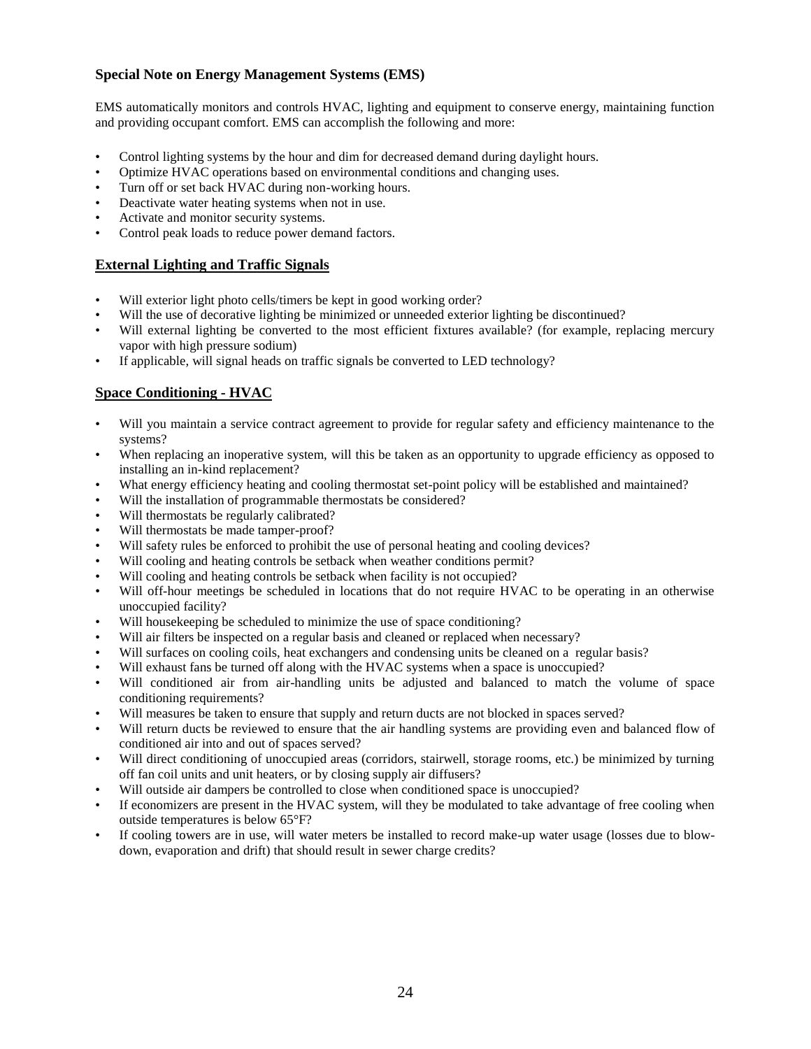### Special Note on Energy Management Systems (EMS)

EMS automatically monitors and controls HVAC, lighting and equipment to conserve energy, maintaining function and providing occupant comfort. EMS can accomplish the following and more:

- Control lighting systems by the hour and dim for decreased demand during daylight hours.
- Optimize HVAC operations based on environmental conditions and changing uses.
- Turn off or set back HVAC during non-working hours.
- Deactivate water heating systems when not in use.
- Activate and monitor security systems.
- Control peak loads to reduce power demand factors.

### External Lighting and Traffic Signals

- Will exterior light photo cells/timers be kept in good working order?
- Will the use of decorative lighting be minimized or unneeded exterior lighting be discontinued?
- Will external lighting be converted to the most efficient fixtures available? (for example, replacing mercury vapor with high pressure sodium)
- If applicable, will signal heads on traffic signals be converted to LED technology?

### Space Conditioning - HVAC

- Will you maintain a service contract agreement to provide for regular safety and efficiency maintenance to the systems?
- When replacing an inoperative system, will this be taken as an opportunity to upgrade efficiency as opposed to installing an in-kind replacement?
- What energy efficiency heating and cooling thermostat set-point policy will be established and maintained?
- Will the installation of programmable thermostats be considered?
- Will thermostats be regularly calibrated?
- Will thermostats be made tamper-proof?
- Will safety rules be enforced to prohibit the use of personal heating and cooling devices?
- Will cooling and heating controls be setback when weather conditions permit?
- Will cooling and heating controls be setback when facility is not occupied?
- Will off-hour meetings be scheduled in locations that do not require HVAC to be operating in an otherwise unoccupied facility?
- Will housekeeping be scheduled to minimize the use of space conditioning?
- Will air filters be inspected on a regular basis and cleaned or replaced when necessary?
- Will surfaces on cooling coils, heat exchangers and condensing units be cleaned on a regular basis?
- Will exhaust fans be turned off along with the HVAC systems when a space is unoccupied?
- Will conditioned air from air-handling units be adjusted and balanced to match the volume of space conditioning requirements?
- Will measures be taken to ensure that supply and return ducts are not blocked in spaces served?
- Will return ducts be reviewed to ensure that the air handling systems are providing even and balanced flow of conditioned air into and out of spaces served?
- Will direct conditioning of unoccupied areas (corridors, stairwell, storage rooms, etc.) be minimized by turning off fan coil units and unit heaters, or by closing supply air diffusers?
- Will outside air dampers be controlled to close when conditioned space is unoccupied?
- If economizers are present in the HVAC system, will they be modulated to take advantage of free cooling when outside temperatures is below 65°F?
- If cooling towers are in use, will water meters be installed to record make-up water usage (losses due to blow-down, evaporation and drift) that should result in sewer charge credits?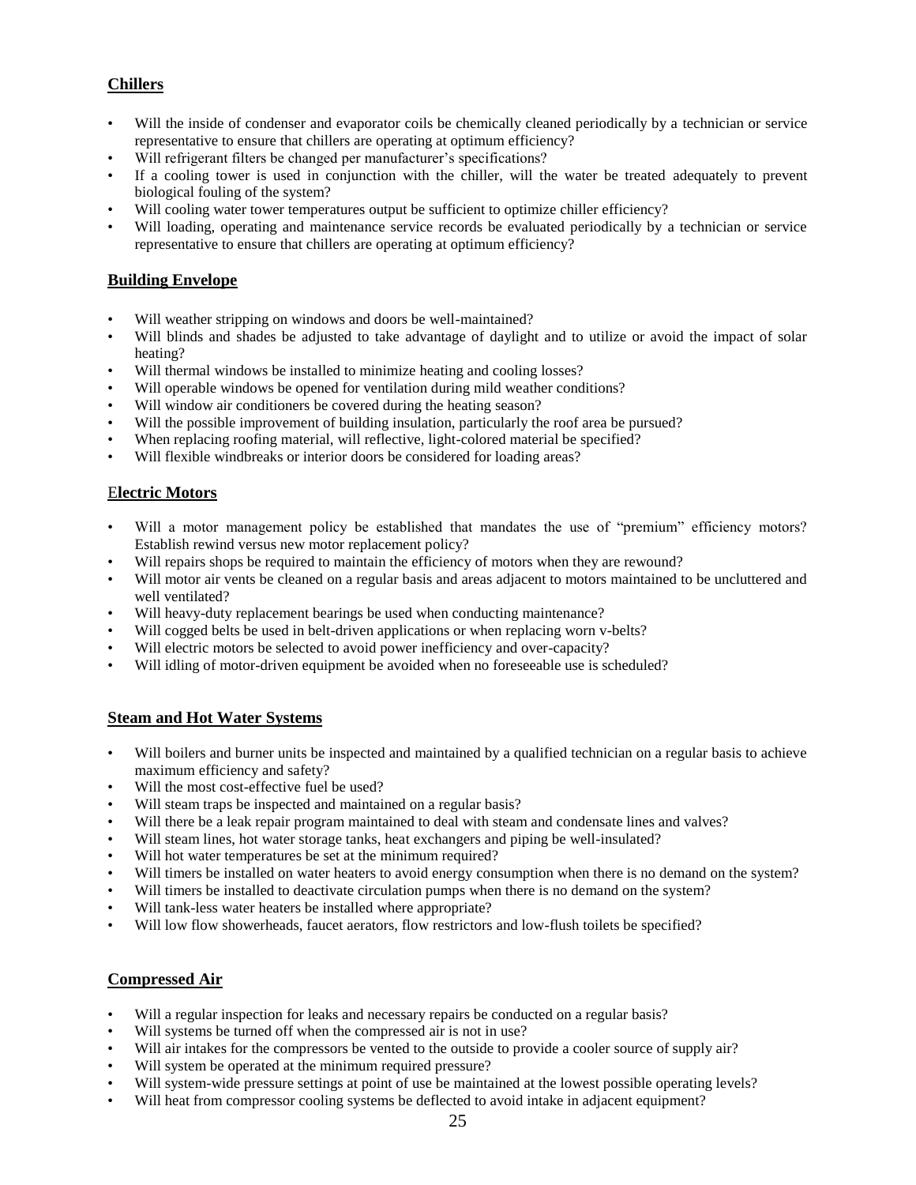## Chillers

- Will the inside of condenser and evaporator coils be chemically cleaned periodically by a technician or service representative to ensure that chillers are operating at optimum efficiency?
- Will refrigerant filters be changed per manufacturer's specifications?
- If a cooling tower is used in conjunction with the chiller, will the water be treated adequately to prevent biological fouling of the system?
- Will cooling water tower temperatures output be sufficient to optimize chiller efficiency?
- Will loading, operating and maintenance service records be evaluated periodically by a technician or service representative to ensure that chillers are operating at optimum efficiency?

## Building Envelope

- Will weather stripping on windows and doors be well-maintained?
- Will blinds and shades be adjusted to take advantage of daylight and to utilize or avoid the impact of solar heating?
- Will thermal windows be installed to minimize heating and cooling losses?
- Will operable windows be opened for ventilation during mild weather conditions?
- Will window air conditioners be covered during the heating season?
- Will the possible improvement of building insulation, particularly the roof area be pursued?
- When replacing roofing material, will reflective, light-colored material be specified?
- Will flexible windbreaks or interior doors be considered for loading areas?

## Electric Motors

- Will a motor management policy be established that mandates the use of "premium" efficiency motors? Establish rewind versus new motor replacement policy?
- Will repairs shops be required to maintain the efficiency of motors when they are rewound?
- Will motor air vents be cleaned on a regular basis and areas adjacent to motors maintained to be uncluttered and well ventilated?
- Will heavy-duty replacement bearings be used when conducting maintenance?
- Will cogged belts be used in belt-driven applications or when replacing worn v-belts?
- Will electric motors be selected to avoid power inefficiency and over-capacity?
- Will idling of motor-driven equipment be avoided when no foreseeable use is scheduled?

## Steam and Hot Water Systems

- Will boilers and burner units be inspected and maintained by a qualified technician on a regular basis to achieve maximum efficiency and safety?
- Will the most cost-effective fuel be used?
- Will steam traps be inspected and maintained on a regular basis?
- Will there be a leak repair program maintained to deal with steam and condensate lines and valves?
- Will steam lines, hot water storage tanks, heat exchangers and piping be well-insulated?
- Will hot water temperatures be set at the minimum required?
- Will timers be installed on water heaters to avoid energy consumption when there is no demand on the system?
- Will timers be installed to deactivate circulation pumps when there is no demand on the system?
- Will tank-less water heaters be installed where appropriate?
- Will low flow showerheads, faucet aerators, flow restrictors and low-flush toilets be specified?

## Compressed Air

- Will a regular inspection for leaks and necessary repairs be conducted on a regular basis?
- Will systems be turned off when the compressed air is not in use?
- Will air intakes for the compressors be vented to the outside to provide a cooler source of supply air?
- Will system be operated at the minimum required pressure?
- Will system-wide pressure settings at point of use be maintained at the lowest possible operating levels?
- Will heat from compressor cooling systems be deflected to avoid intake in adjacent equipment?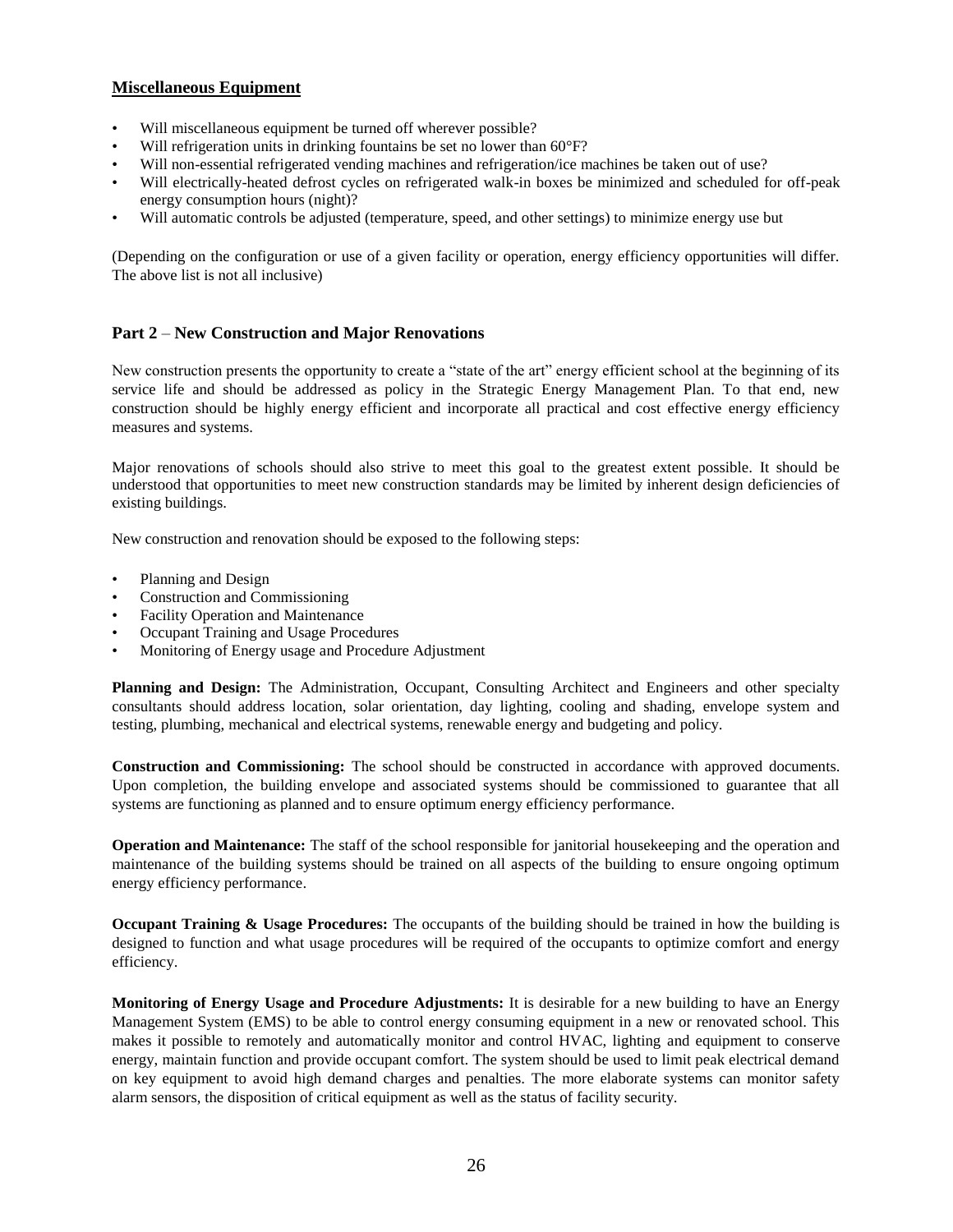## Miscellaneous Equipment

- Will miscellaneous equipment be turned off wherever possible?
- Will refrigeration units in drinking fountains be set no lower than 60°F?
- Will non-essential refrigerated vending machines and refrigeration/ice machines be taken out of use?
- Will electrically-heated defrost cycles on refrigerated walk-in boxes be minimized and scheduled for off-peak energy consumption hours (night)?
- Will automatic controls be adjusted (temperature, speed, and other settings) to minimize energy use but

(Depending on the configuration or use of a given facility or operation, energy efficiency opportunities will differ. The above list is not all inclusive)

## Part 2 – New Construction and Major Renovations

New construction presents the opportunity to create a "state of the art" energy efficient school at the beginning of its service life and should be addressed as policy in the Strategic Energy Management Plan. To that end, new construction should be highly energy efficient and incorporate all practical and cost effective energy efficiency measures and systems.

Major renovations of schools should also strive to meet this goal to the greatest extent possible. It should be understood that opportunities to meet new construction standards may be limited by inherent design deficiencies of existing buildings.

New construction and renovation should be exposed to the following steps:

- Planning and Design
- Construction and Commissioning
- Facility Operation and Maintenance
- Occupant Training and Usage Procedures
- Monitoring of Energy usage and Procedure Adjustment

**Planning and Design:** The Administration, Occupant, Consulting Architect and Engineers and other specialty consultants should address location, solar orientation, day lighting, cooling and shading, envelope system and testing, plumbing, mechanical and electrical systems, renewable energy and budgeting and policy.

**Construction and Commissioning:** The school should be constructed in accordance with approved documents. Upon completion, the building envelope and associated systems should be commissioned to guarantee that all systems are functioning as planned and to ensure optimum energy efficiency performance.

**Operation and Maintenance:** The staff of the school responsible for janitorial housekeeping and the operation and maintenance of the building systems should be trained on all aspects of the building to ensure ongoing optimum energy efficiency performance.

**Occupant Training & Usage Procedures:** The occupants of the building should be trained in how the building is designed to function and what usage procedures will be required of the occupants to optimize comfort and energy efficiency.

**Monitoring of Energy Usage and Procedure Adjustments:** It is desirable for a new building to have an Energy Management System (EMS) to be able to control energy consuming equipment in a new or renovated school. This makes it possible to remotely and automatically monitor and control HVAC, lighting and equipment to conserve energy, maintain function and provide occupant comfort. The system should be used to limit peak electrical demand on key equipment to avoid high demand charges and penalties. The more elaborate systems can monitor safety alarm sensors, the disposition of critical equipment as well as the status of facility security.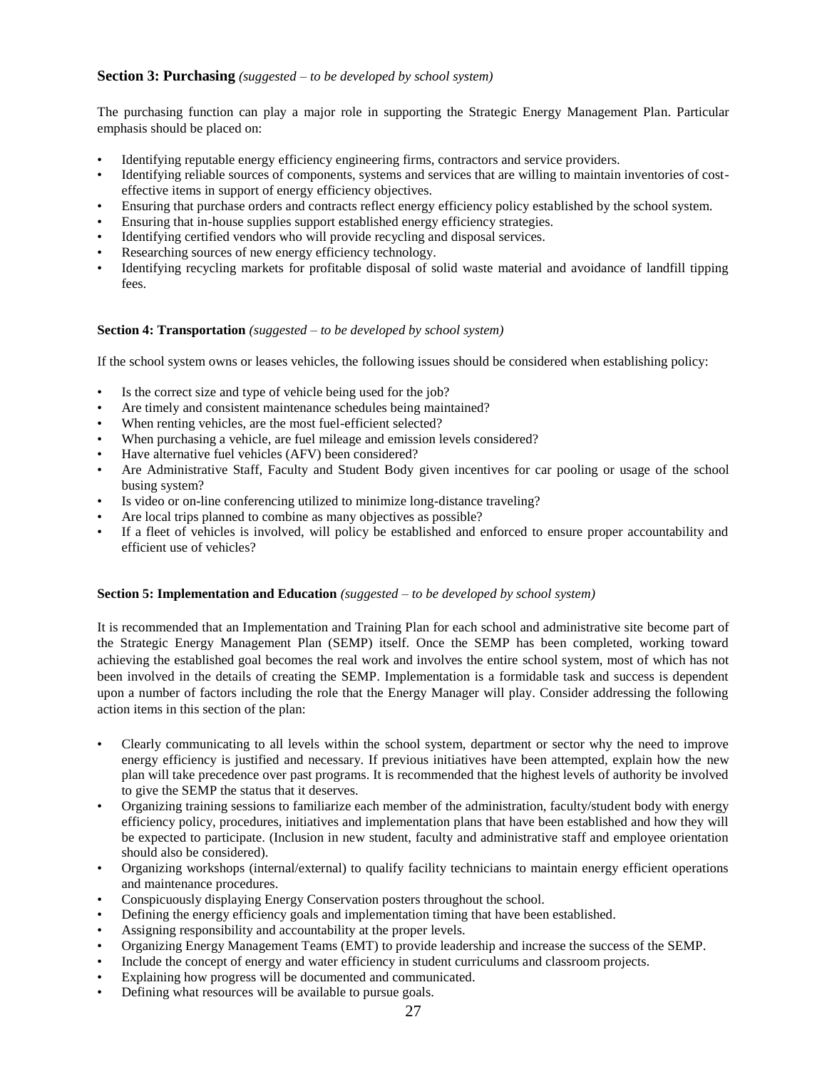## Section 3: Purchasing *(suggested – to be developed by school system)*

The purchasing function can play a major role in supporting the Strategic Energy Management Plan. Particular emphasis should be placed on:

- Identifying reputable energy efficiency engineering firms, contractors and service providers.
- Identifying reliable sources of components, systems and services that are willing to maintain inventories of cost-effective items in support of energy efficiency objectives.
- Ensuring that purchase orders and contracts reflect energy efficiency policy established by the school system.
- Ensuring that in-house supplies support established energy efficiency strategies.
- Identifying certified vendors who will provide recycling and disposal services.
- Researching sources of new energy efficiency technology.
- Identifying recycling markets for profitable disposal of solid waste material and avoidance of landfill tipping fees.

### Section 4: Transportation *(suggested – to be developed by school system)*

If the school system owns or leases vehicles, the following issues should be considered when establishing policy:

- Is the correct size and type of vehicle being used for the job?
- Are timely and consistent maintenance schedules being maintained?
- When renting vehicles, are the most fuel-efficient selected?
- When purchasing a vehicle, are fuel mileage and emission levels considered?
- Have alternative fuel vehicles (AFV) been considered?
- Are Administrative Staff, Faculty and Student Body given incentives for car pooling or usage of the school busing system?
- Is video or on-line conferencing utilized to minimize long-distance traveling?
- Are local trips planned to combine as many objectives as possible?
- If a fleet of vehicles is involved, will policy be established and enforced to ensure proper accountability and efficient use of vehicles?

### Section 5: Implementation and Education *(suggested – to be developed by school system)*

It is recommended that an Implementation and Training Plan for each school and administrative site become part of the Strategic Energy Management Plan (SEMP) itself. Once the SEMP has been completed, working toward achieving the established goal becomes the real work and involves the entire school system, most of which has not been involved in the details of creating the SEMP. Implementation is a formidable task and success is dependent upon a number of factors including the role that the Energy Manager will play. Consider addressing the following action items in this section of the plan:

- Clearly communicating to all levels within the school system, department or sector why the need to improve energy efficiency is justified and necessary. If previous initiatives have been attempted, explain how the new plan will take precedence over past programs. It is recommended that the highest levels of authority be involved to give the SEMP the status that it deserves.
- Organizing training sessions to familiarize each member of the administration, faculty/student body with energy efficiency policy, procedures, initiatives and implementation plans that have been established and how they will be expected to participate. (Inclusion in new student, faculty and administrative staff and employee orientation should also be considered).
- Organizing workshops (internal/external) to qualify facility technicians to maintain energy efficient operations and maintenance procedures.
- Conspicuously displaying Energy Conservation posters throughout the school.
- Defining the energy efficiency goals and implementation timing that have been established.
- Assigning responsibility and accountability at the proper levels.
- Organizing Energy Management Teams (EMT) to provide leadership and increase the success of the SEMP.
- Include the concept of energy and water efficiency in student curriculums and classroom projects.
- Explaining how progress will be documented and communicated.
- Defining what resources will be available to pursue goals.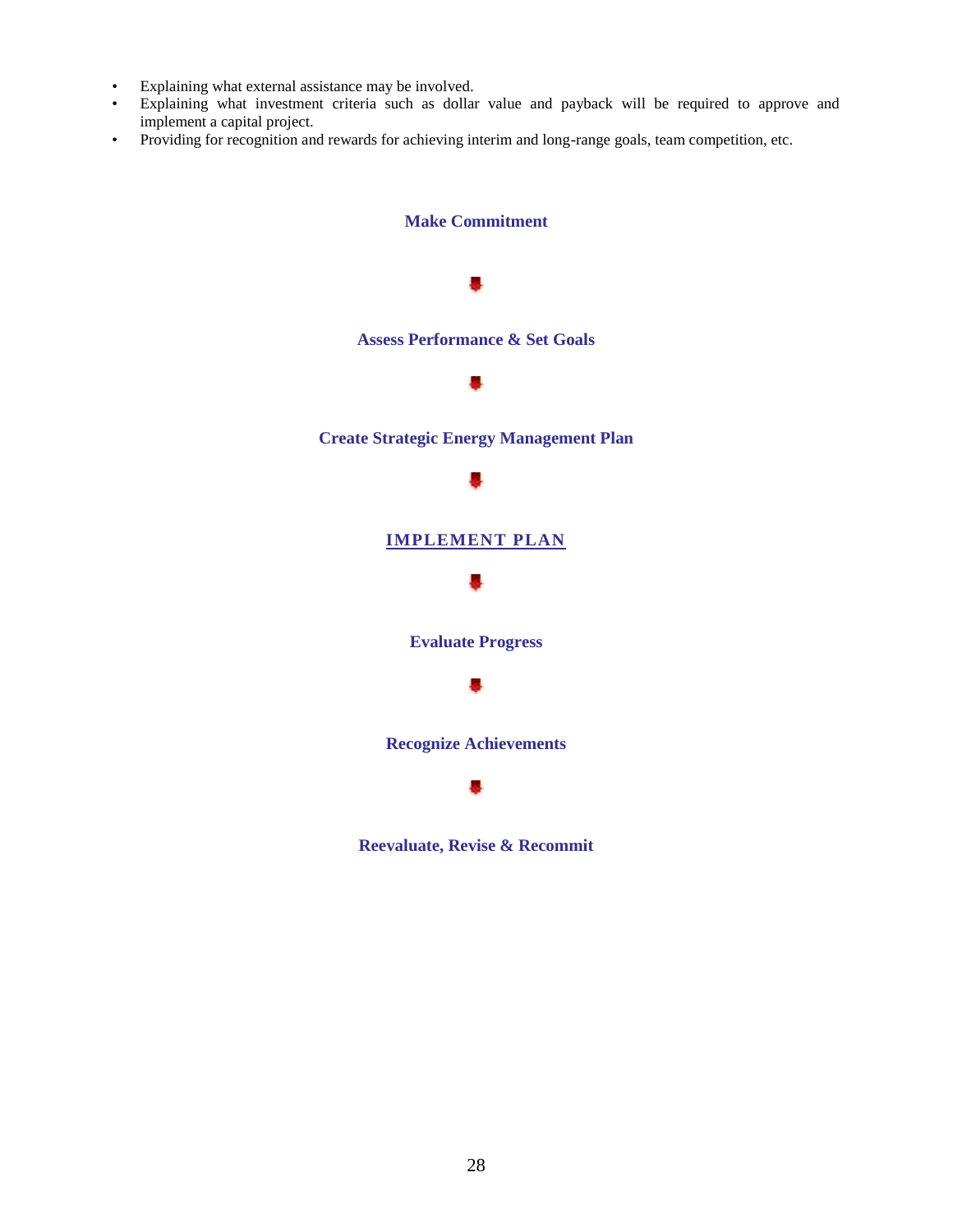- Explaining what external assistance may be involved.
- Explaining what investment criteria such as dollar value and payback will be required to approve and implement a capital project.
- Providing for recognition and rewards for achieving interim and long-range goals, team competition, etc.

**Make Commitment**

↓

**Assess Performance & Set Goals**

↓

**Create Strategic Energy Management Plan**

↓

**IMPLEMENT PLAN**

↓

**Evaluate Progress**

↓

**Recognize Achievements**

↓

**Reevaluate, Revise & Recommit**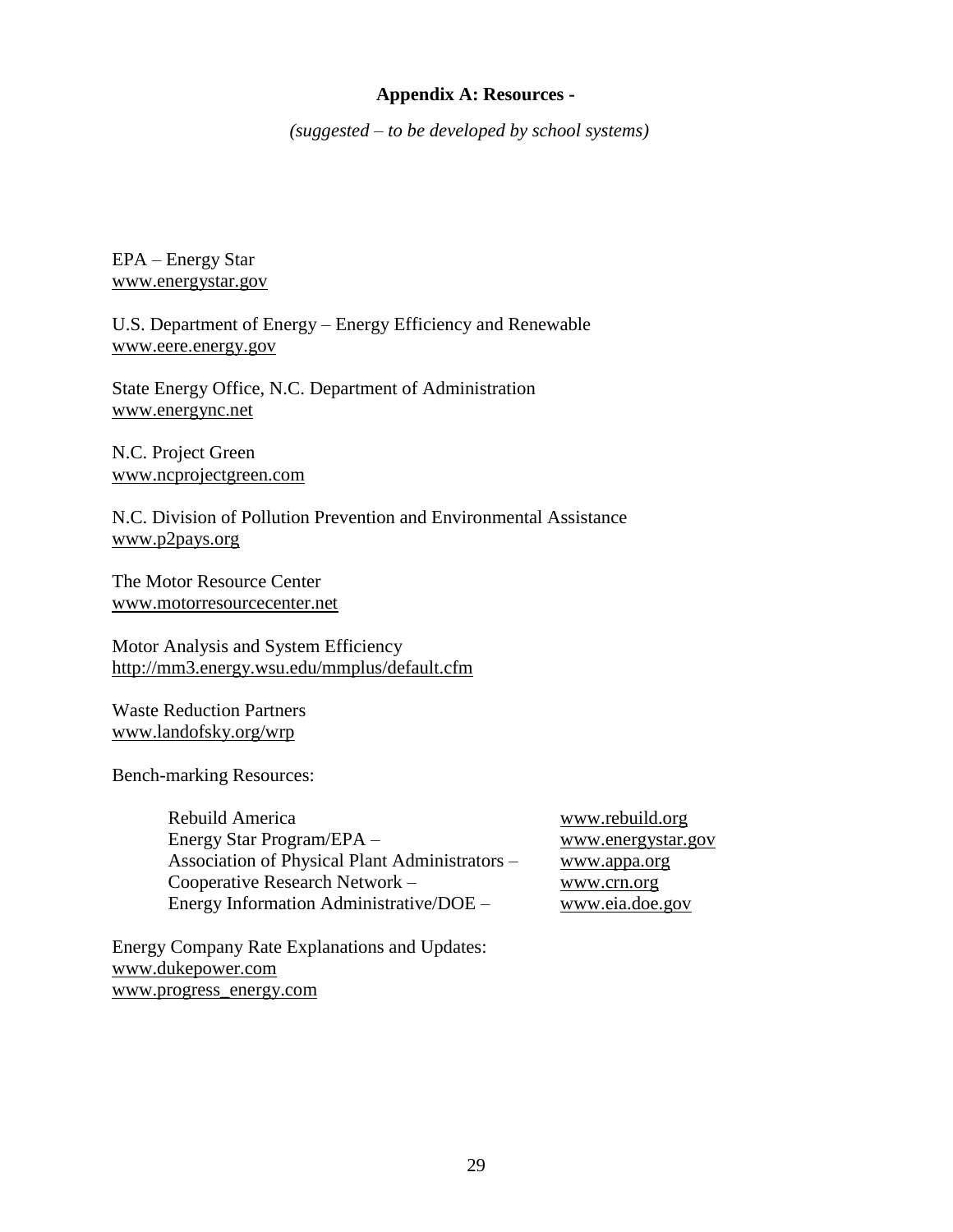## Appendix A: Resources -

*(suggested – to be developed by school systems)*

EPA – Energy Star
www.energystar.gov

U.S. Department of Energy – Energy Efficiency and Renewable
www.eere.energy.gov

State Energy Office, N.C. Department of Administration
www.energync.net

N.C. Project Green
www.ncprojectgreen.com

N.C. Division of Pollution Prevention and Environmental Assistance
www.p2pays.org

The Motor Resource Center
www.motorresourcecenter.net

Motor Analysis and System Efficiency
http://mm3.energy.wsu.edu/mmplus/default.cfm

Waste Reduction Partners
www.landofsky.org/wrp

Bench-marking Resources:

| | |
|---|---|
| Rebuild America | www.rebuild.org |
| Energy Star Program/EPA – | www.energystar.gov |
| Association of Physical Plant Administrators – | www.appa.org |
| Cooperative Research Network – | www.crn.org |
| Energy Information Administrative/DOE – | www.eia.doe.gov |

Energy Company Rate Explanations and Updates:
www.dukepower.com
www.progress_energy.com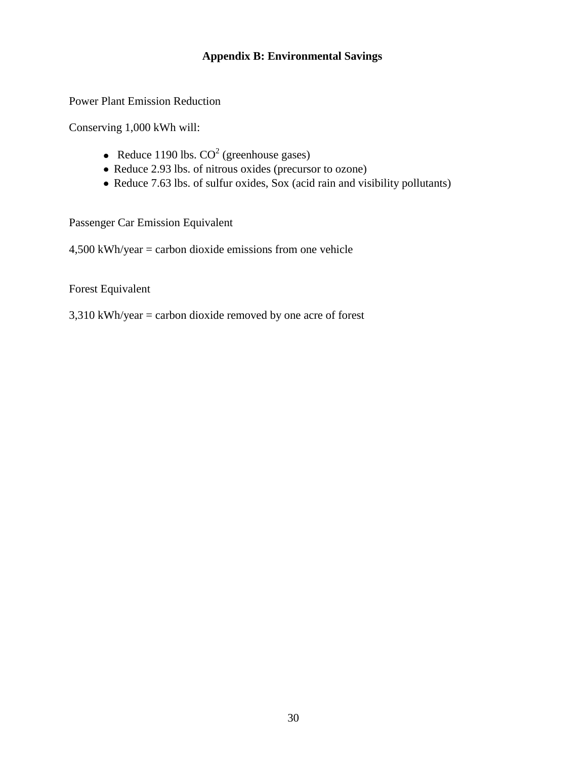## Appendix B: Environmental Savings

Power Plant Emission Reduction

Conserving 1,000 kWh will:

- Reduce 1190 lbs. $CO^2$ (greenhouse gases)
- Reduce 2.93 lbs. of nitrous oxides (precursor to ozone)
- Reduce 7.63 lbs. of sulfur oxides, Sox (acid rain and visibility pollutants)

Passenger Car Emission Equivalent

4,500 kWh/year = carbon dioxide emissions from one vehicle

Forest Equivalent

3,310 kWh/year = carbon dioxide removed by one acre of forest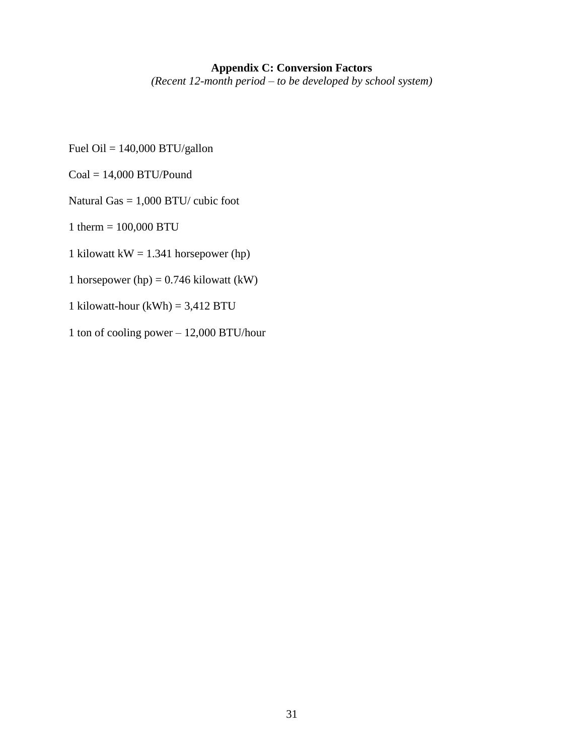## Appendix C: Conversion Factors

*(Recent 12-month period – to be developed by school system)*

Fuel Oil = 140,000 BTU/gallon

Coal = 14,000 BTU/Pound

Natural Gas = 1,000 BTU/ cubic foot

1 therm = 100,000 BTU

1 kilowatt kW = 1.341 horsepower (hp)

1 horsepower (hp) = 0.746 kilowatt (kW)

1 kilowatt-hour (kWh) = 3,412 BTU

1 ton of cooling power – 12,000 BTU/hour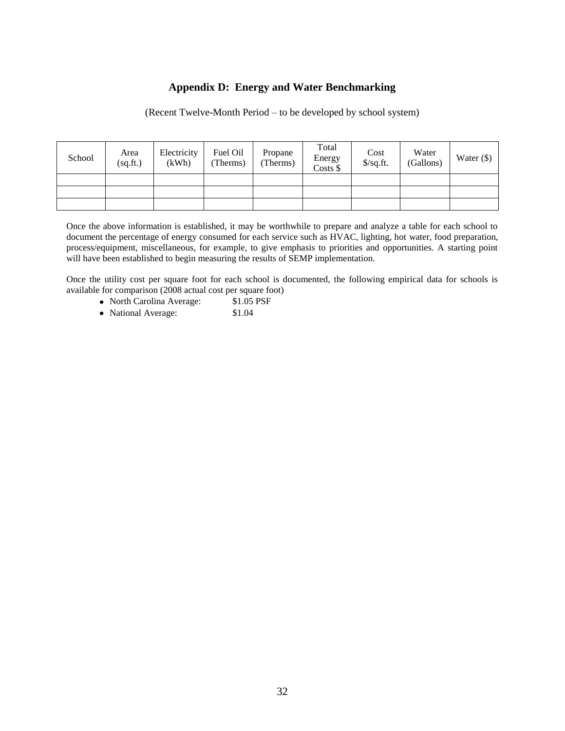## Appendix D: Energy and Water Benchmarking

(Recent Twelve-Month Period – to be developed by school system)

| School | Area (sq.ft.) | Electricity (kWh) | Fuel Oil (Therms) | Propane (Therms) | Total Energy Costs $ | Cost $/sq.ft. | Water (Gallons) | Water ($) |
|---|---|---|---|---|---|---|---|---|
| | | | | | | | | |
| | | | | | | | | |
| | | | | | | | | |

Once the above information is established, it may be worthwhile to prepare and analyze a table for each school to document the percentage of energy consumed for each service such as HVAC, lighting, hot water, food preparation, process/equipment, miscellaneous, for example, to give emphasis to priorities and opportunities. A starting point will have been established to begin measuring the results of SEMP implementation.

Once the utility cost per square foot for each school is documented, the following empirical data for schools is available for comparison (2008 actual cost per square foot)

- North Carolina Average: $1.05 PSF
- National Average: $1.04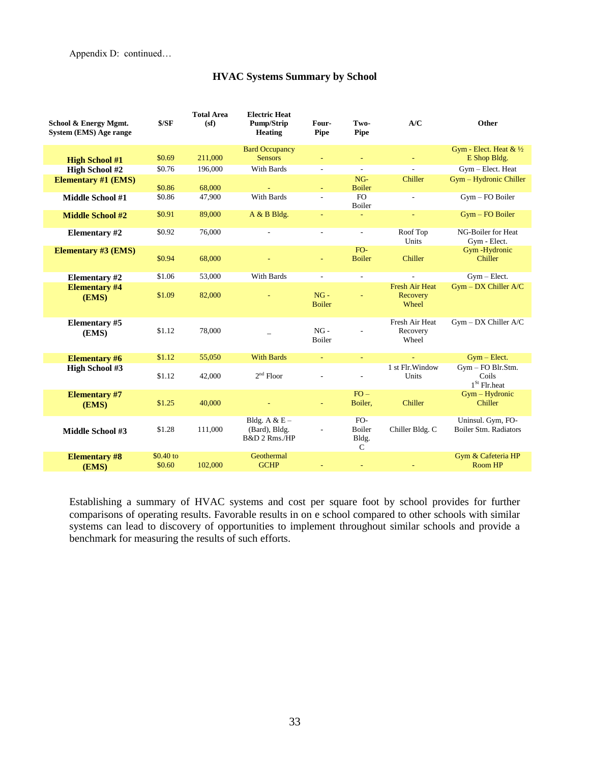Appendix D: continued…

## HVAC Systems Summary by School

| School & Energy Mgmt. System (EMS) Age range | $/SF | Total Area (sf) | Electric Heat Pump/Strip Heating | Four-Pipe | Two-Pipe | A/C | Other |
|---|---|---|---|---|---|---|---|
| **High School #1** | $0.69 | 211,000 | Bard Occupancy Sensors | - | - | - | Gym - Elect. Heat & ½ E Shop Bldg. |
| **High School #2** | $0.76 | 196,000 | With Bards | - | - | - | Gym – Elect. Heat |
| **Elementary #1 (EMS)** | $0.86 | 68,000 | - | - | NG-Boiler | Chiller | Gym – Hydronic Chiller |
| **Middle School #1** | $0.86 | 47,900 | With Bards | - | FO Boiler | - | Gym – FO Boiler |
| **Middle School #2** | $0.91 | 89,000 | A & B Bldg. | - | - | - | Gym – FO Boiler |
| **Elementary #2** | $0.92 | 76,000 | - | - | - | Roof Top Units | NG-Boiler for Heat Gym - Elect. |
| **Elementary #3 (EMS)** | $0.94 | 68,000 | - | - | FO-Boiler | Chiller | Gym -Hydronic Chiller |
| **Elementary #2** | $1.06 | 53,000 | With Bards | - | - | - | Gym – Elect. |
| **Elementary #4 (EMS)** | $1.09 | 82,000 | - | NG - Boiler | - | Fresh Air Heat Recovery Wheel | Gym – DX Chiller A/C |
| **Elementary #5 (EMS)** | $1.12 | 78,000 | – | NG - Boiler | - | Fresh Air Heat Recovery Wheel | Gym – DX Chiller A/C |
| **Elementary #6** | $1.12 | 55,050 | With Bards | - | - | - | Gym – Elect. |
| **High School #3** | $1.12 | 42,000 | 2nd Floor | - | - | 1 st Flr.Window Units | Gym – FO Blr.Stm. Coils 1St Flr.heat |
| **Elementary #7 (EMS)** | $1.25 | 40,000 | - | - | FO – Boiler, | Chiller | Gym – Hydronic Chiller |
| **Middle School #3** | $1.28 | 111,000 | Bldg. A & E – (Bard), Bldg. B&D 2 Rms./HP | - | FO-Boiler Bldg. C | Chiller Bldg. C | Uninsul. Gym, FO-Boiler Stm. Radiators |
| **Elementary #8 (EMS)** | $0.40 to $0.60 | 102,000 | Geothermal GCHP | - | - | - | Gym & Cafeteria HP Room HP |

Establishing a summary of HVAC systems and cost per square foot by school provides for further comparisons of operating results. Favorable results in on e school compared to other schools with similar systems can lead to discovery of opportunities to implement throughout similar schools and provide a benchmark for measuring the results of such efforts.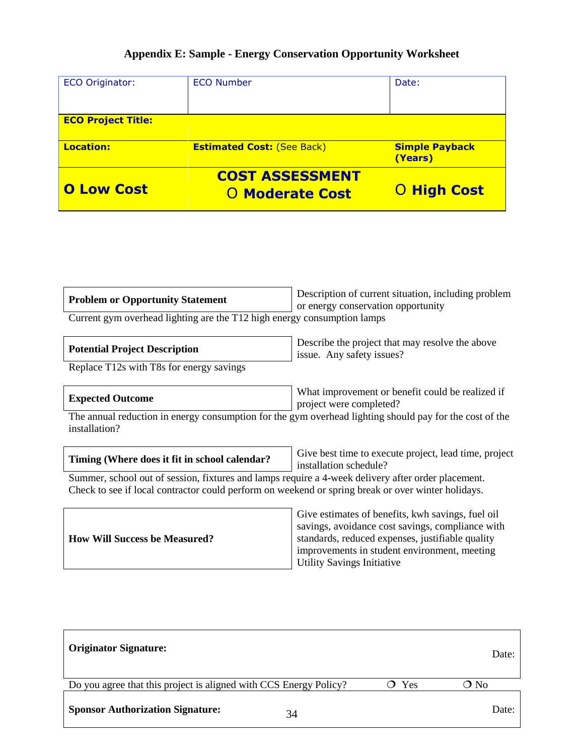### Appendix E: Sample - Energy Conservation Opportunity Worksheet

| ECO Originator: | ECO Number | Date: |
|---|---|---|
| **ECO Project Title:** | | |
| **Location:** | **Estimated Cost:** (See Back) | **Simple Payback (Years)** |
| **O Low Cost** | **COST ASSESSMENT** **O Moderate Cost** | **O High Cost** |

| **Problem or Opportunity Statement** | Description of current situation, including problem or energy conservation opportunity |
|---|---|

Current gym overhead lighting are the T12 high energy consumption lamps

| **Potential Project Description** | Describe the project that may resolve the above issue. Any safety issues? |
|---|---|

Replace T12s with T8s for energy savings

| **Expected Outcome** | What improvement or benefit could be realized if project were completed? |
|---|---|

The annual reduction in energy consumption for the gym overhead lighting should pay for the cost of the installation?

| **Timing (Where does it fit in school calendar?** | Give best time to execute project, lead time, project installation schedule? |
|---|---|

Summer, school out of session, fixtures and lamps require a 4-week delivery after order placement. Check to see if local contractor could perform on weekend or spring break or over winter holidays.

| **How Will Success be Measured?** | Give estimates of benefits, kwh savings, fuel oil savings, avoidance cost savings, compliance with standards, reduced expenses, justifiable quality improvements in student environment, meeting Utility Savings Initiative |
|---|---|

| **Originator Signature:** | | Date: |
|---|---|---|
| Do you agree that this project is aligned with CCS Energy Policy? | ❍ Yes | ❍ No |
| **Sponsor Authorization Signature:** | | Date: |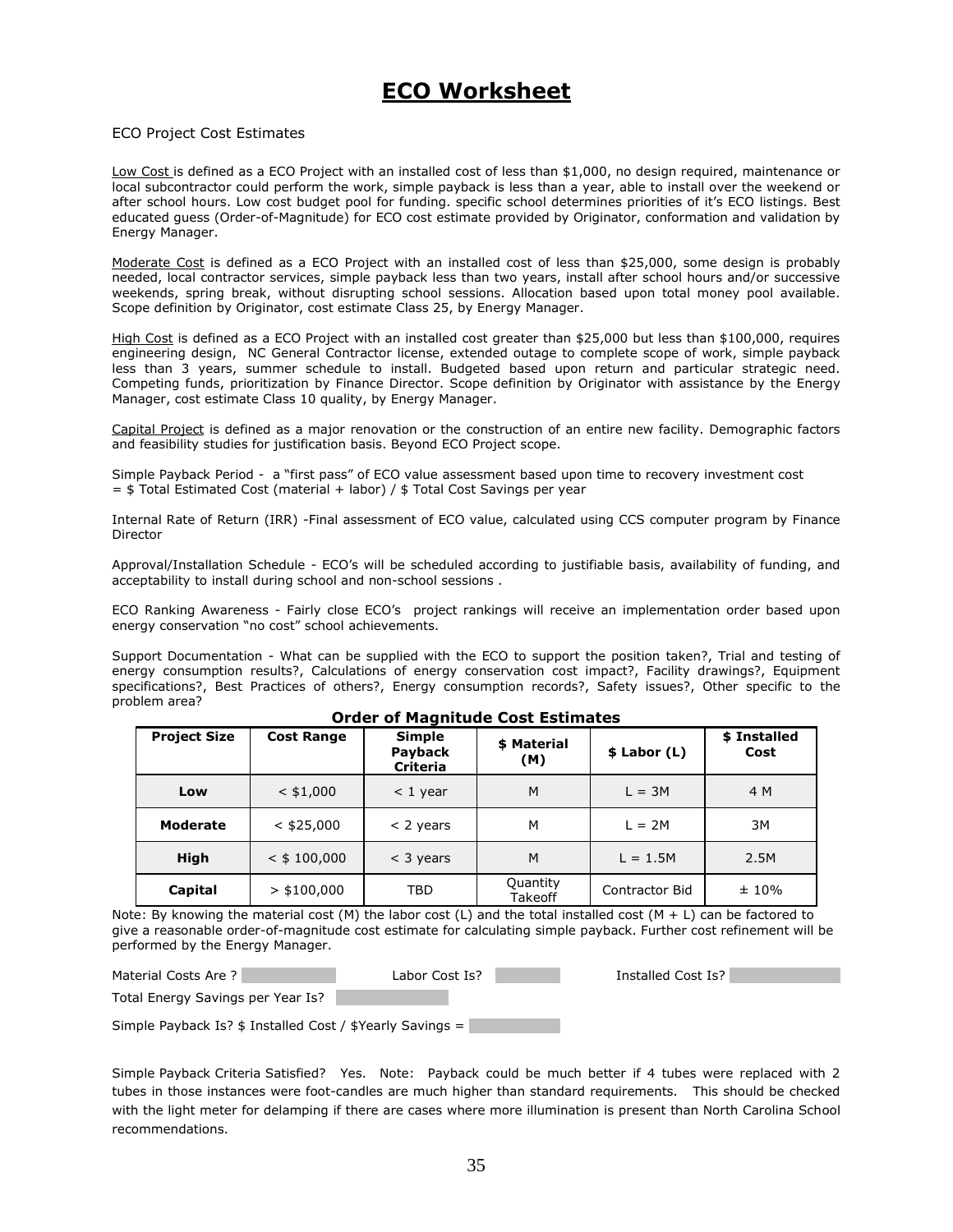# ECO Worksheet

ECO Project Cost Estimates

Low Cost is defined as a ECO Project with an installed cost of less than $1,000, no design required, maintenance or local subcontractor could perform the work, simple payback is less than a year, able to install over the weekend or after school hours. Low cost budget pool for funding. specific school determines priorities of it's ECO listings. Best educated guess (Order-of-Magnitude) for ECO cost estimate provided by Originator, conformation and validation by Energy Manager.

Moderate Cost is defined as a ECO Project with an installed cost of less than $25,000, some design is probably needed, local contractor services, simple payback less than two years, install after school hours and/or successive weekends, spring break, without disrupting school sessions. Allocation based upon total money pool available. Scope definition by Originator, cost estimate Class 25, by Energy Manager.

High Cost is defined as a ECO Project with an installed cost greater than $25,000 but less than $100,000, requires engineering design, NC General Contractor license, extended outage to complete scope of work, simple payback less than 3 years, summer schedule to install. Budgeted based upon return and particular strategic need. Competing funds, prioritization by Finance Director. Scope definition by Originator with assistance by the Energy Manager, cost estimate Class 10 quality, by Energy Manager.

Capital Project is defined as a major renovation or the construction of an entire new facility. Demographic factors and feasibility studies for justification basis. Beyond ECO Project scope.

Simple Payback Period - a "first pass" of ECO value assessment based upon time to recovery investment cost = $ Total Estimated Cost (material + labor) / $ Total Cost Savings per year

Internal Rate of Return (IRR) -Final assessment of ECO value, calculated using CCS computer program by Finance Director

Approval/Installation Schedule - ECO's will be scheduled according to justifiable basis, availability of funding, and acceptability to install during school and non-school sessions .

ECO Ranking Awareness - Fairly close ECO's project rankings will receive an implementation order based upon energy conservation "no cost" school achievements.

Support Documentation - What can be supplied with the ECO to support the position taken?, Trial and testing of energy consumption results?, Calculations of energy conservation cost impact?, Facility drawings?, Equipment specifications?, Best Practices of others?, Energy consumption records?, Safety issues?, Other specific to the problem area?

**Order of Magnitude Cost Estimates**

| Project Size | Cost Range | Simple Payback Criteria | $ Material (M) | $ Labor (L) | $ Installed Cost |
|---|---|---|---|---|---|
| Low | < $1,000 | < 1 year | M | L = 3M | 4 M |
| Moderate | < $25,000 | < 2 years | M | L = 2M | 3M |
| High | < $ 100,000 | < 3 years | M | L = 1.5M | 2.5M |
| Capital | > $100,000 | TBD | Quantity Takeoff | Contractor Bid | ± 10% |

Note: By knowing the material cost (M) the labor cost (L) and the total installed cost (M + L) can be factored to give a reasonable order-of-magnitude cost estimate for calculating simple payback. Further cost refinement will be performed by the Energy Manager.

Material Costs Are ? Labor Cost Is? Installed Cost Is?

Total Energy Savings per Year Is?

Simple Payback Is? $ Installed Cost / $Yearly Savings =

Simple Payback Criteria Satisfied? Yes. Note: Payback could be much better if 4 tubes were replaced with 2 tubes in those instances were foot-candles are much higher than standard requirements. This should be checked with the light meter for delamping if there are cases where more illumination is present than North Carolina School recommendations.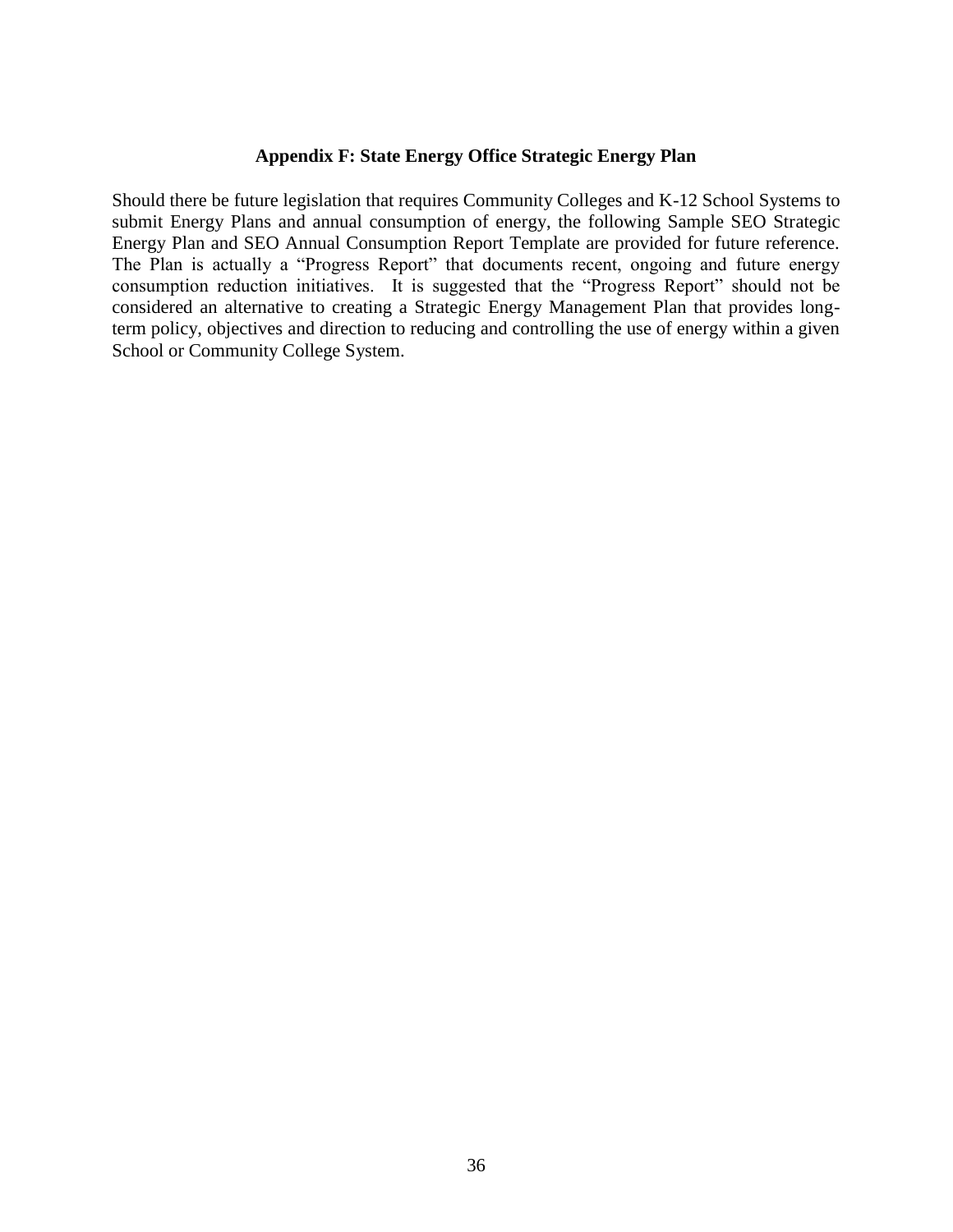## Appendix F: State Energy Office Strategic Energy Plan

Should there be future legislation that requires Community Colleges and K-12 School Systems to submit Energy Plans and annual consumption of energy, the following Sample SEO Strategic Energy Plan and SEO Annual Consumption Report Template are provided for future reference. The Plan is actually a "Progress Report" that documents recent, ongoing and future energy consumption reduction initiatives. It is suggested that the "Progress Report" should not be considered an alternative to creating a Strategic Energy Management Plan that provides long-term policy, objectives and direction to reducing and controlling the use of energy within a given School or Community College System.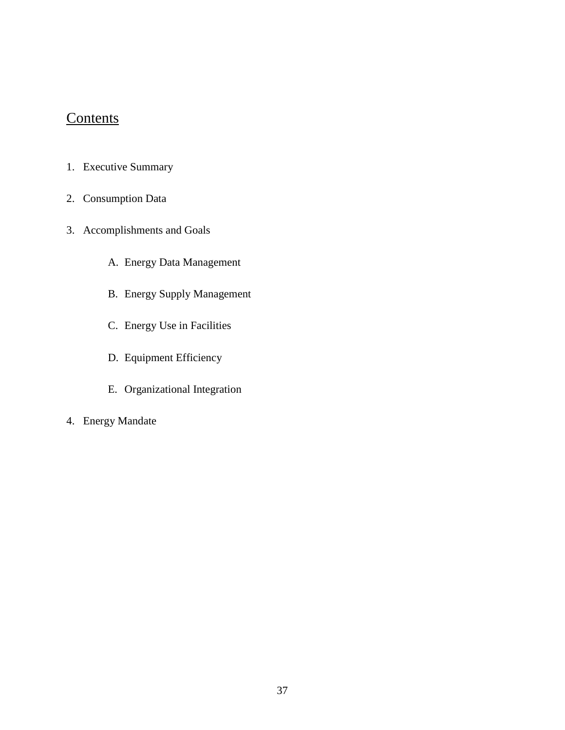## Contents

1. Executive Summary

2. Consumption Data

3. Accomplishments and Goals

    A. Energy Data Management

    B. Energy Supply Management

    C. Energy Use in Facilities

    D. Equipment Efficiency

    E. Organizational Integration

4. Energy Mandate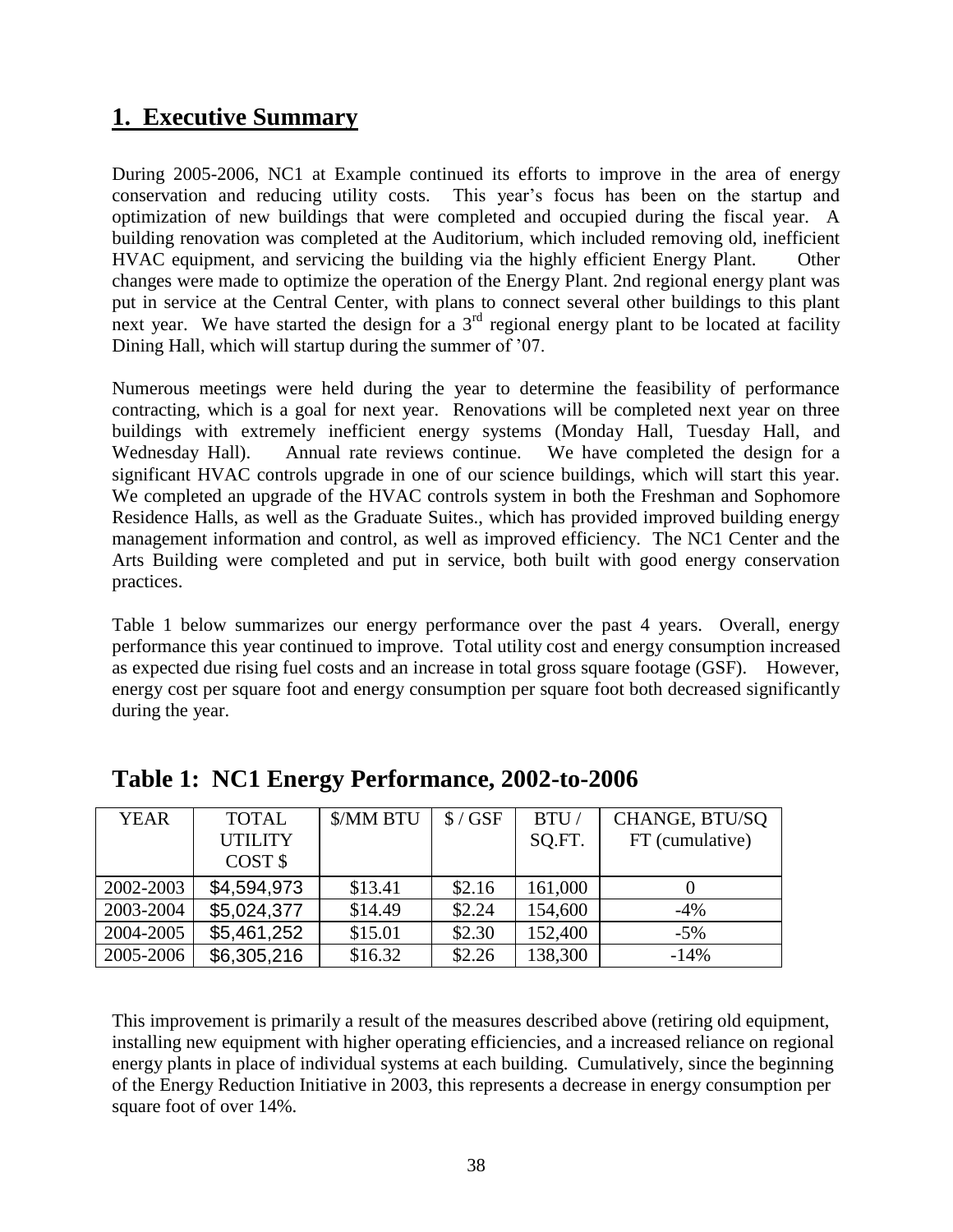## 1. Executive Summary

During 2005-2006, NC1 at Example continued its efforts to improve in the area of energy conservation and reducing utility costs. This year's focus has been on the startup and optimization of new buildings that were completed and occupied during the fiscal year. A building renovation was completed at the Auditorium, which included removing old, inefficient HVAC equipment, and servicing the building via the highly efficient Energy Plant. Other changes were made to optimize the operation of the Energy Plant. 2nd regional energy plant was put in service at the Central Center, with plans to connect several other buildings to this plant next year. We have started the design for a 3rd regional energy plant to be located at facility Dining Hall, which will startup during the summer of '07.

Numerous meetings were held during the year to determine the feasibility of performance contracting, which is a goal for next year. Renovations will be completed next year on three buildings with extremely inefficient energy systems (Monday Hall, Tuesday Hall, and Wednesday Hall). Annual rate reviews continue. We have completed the design for a significant HVAC controls upgrade in one of our science buildings, which will start this year. We completed an upgrade of the HVAC controls system in both the Freshman and Sophomore Residence Halls, as well as the Graduate Suites., which has provided improved building energy management information and control, as well as improved efficiency. The NC1 Center and the Arts Building were completed and put in service, both built with good energy conservation practices.

Table 1 below summarizes our energy performance over the past 4 years. Overall, energy performance this year continued to improve. Total utility cost and energy consumption increased as expected due rising fuel costs and an increase in total gross square footage (GSF). However, energy cost per square foot and energy consumption per square foot both decreased significantly during the year.

## Table 1: NC1 Energy Performance, 2002-to-2006

| YEAR | TOTAL UTILITY COST $ | $/MM BTU | $ / GSF | BTU / SQ.FT. | CHANGE, BTU/SQ FT (cumulative) |
|---|---|---|---|---|---|
| 2002-2003 | $4,594,973 | $13.41 | $2.16 | 161,000 | 0 |
| 2003-2004 | $5,024,377 | $14.49 | $2.24 | 154,600 | -4% |
| 2004-2005 | $5,461,252 | $15.01 | $2.30 | 152,400 | -5% |
| 2005-2006 | $6,305,216 | $16.32 | $2.26 | 138,300 | -14% |

This improvement is primarily a result of the measures described above (retiring old equipment, installing new equipment with higher operating efficiencies, and a increased reliance on regional energy plants in place of individual systems at each building. Cumulatively, since the beginning of the Energy Reduction Initiative in 2003, this represents a decrease in energy consumption per square foot of over 14%.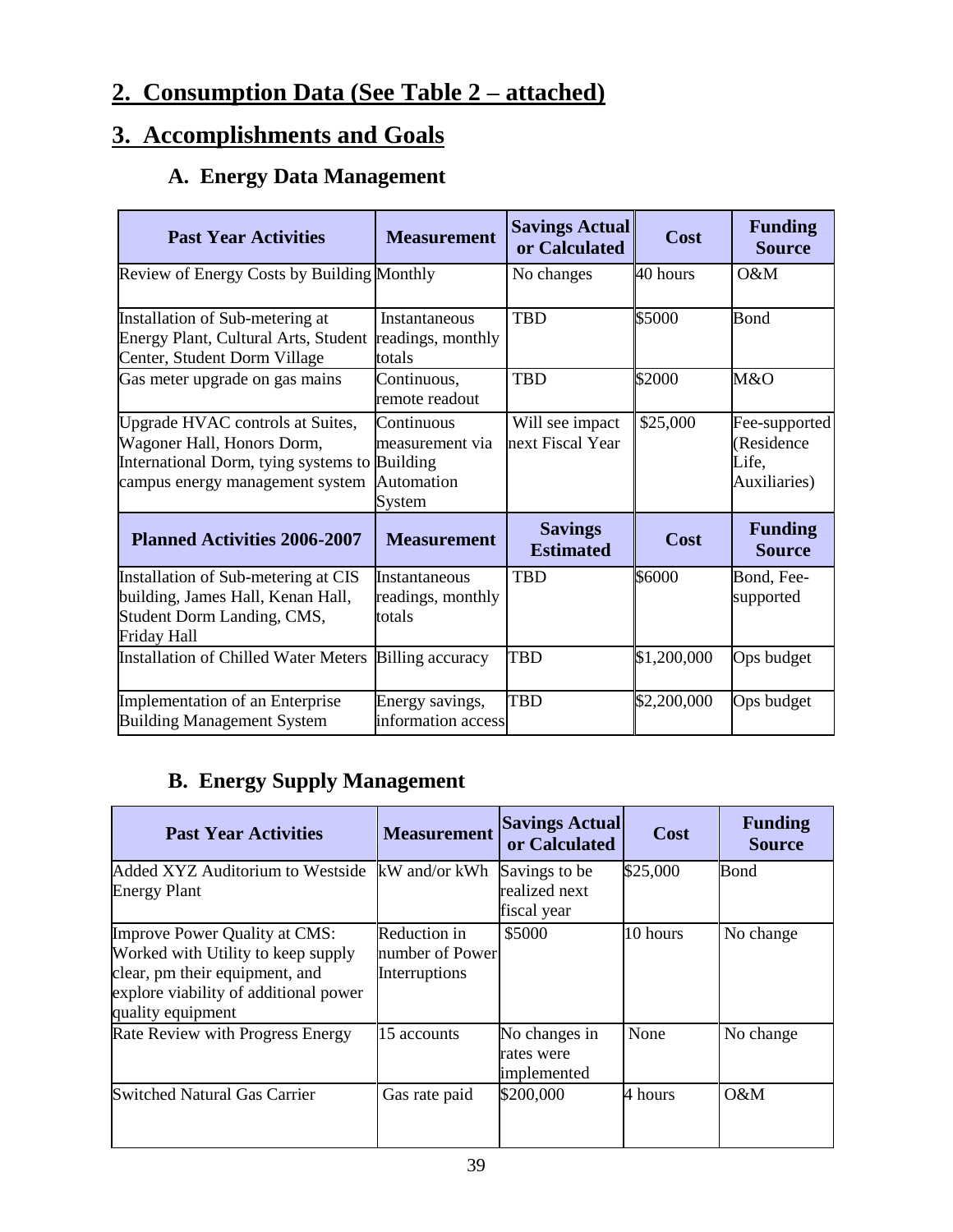## 2. Consumption Data (See Table 2 – attached)

## 3. Accomplishments and Goals

### A. Energy Data Management

| Past Year Activities | Measurement | Savings Actual or Calculated | Cost | Funding Source |
|---|---|---|---|---|
| Review of Energy Costs by Building | Monthly | No changes | 40 hours | O&M |
| Installation of Sub-metering at Energy Plant, Cultural Arts, Student Center, Student Dorm Village | Instantaneous readings, monthly totals | TBD | $5000 | Bond |
| Gas meter upgrade on gas mains | Continuous, remote readout | TBD | $2000 | M&O |
| Upgrade HVAC controls at Suites, Wagoner Hall, Honors Dorm, International Dorm, tying systems to campus energy management system | Continuous measurement via Building Automation System | Will see impact next Fiscal Year | $25,000 | Fee-supported (Residence Life, Auxiliaries) |
| **Planned Activities 2006-2007** | **Measurement** | **Savings Estimated** | **Cost** | **Funding Source** |
| Installation of Sub-metering at CIS building, James Hall, Kenan Hall, Student Dorm Landing, CMS, Friday Hall | Instantaneous readings, monthly totals | TBD | $6000 | Bond, Fee-supported |
| Installation of Chilled Water Meters | Billing accuracy | TBD | $1,200,000 | Ops budget |
| Implementation of an Enterprise Building Management System | Energy savings, information access | TBD | $2,200,000 | Ops budget |

### B. Energy Supply Management

| Past Year Activities | Measurement | Savings Actual or Calculated | Cost | Funding Source |
|---|---|---|---|---|
| Added XYZ Auditorium to Westside Energy Plant | kW and/or kWh | Savings to be realized next fiscal year | $25,000 | Bond |
| Improve Power Quality at CMS: Worked with Utility to keep supply clear, pm their equipment, and explore viability of additional power quality equipment | Reduction in number of Power Interruptions | $5000 | 10 hours | No change |
| Rate Review with Progress Energy | 15 accounts | No changes in rates were implemented | None | No change |
| Switched Natural Gas Carrier | Gas rate paid | $200,000 | 4 hours | O&M |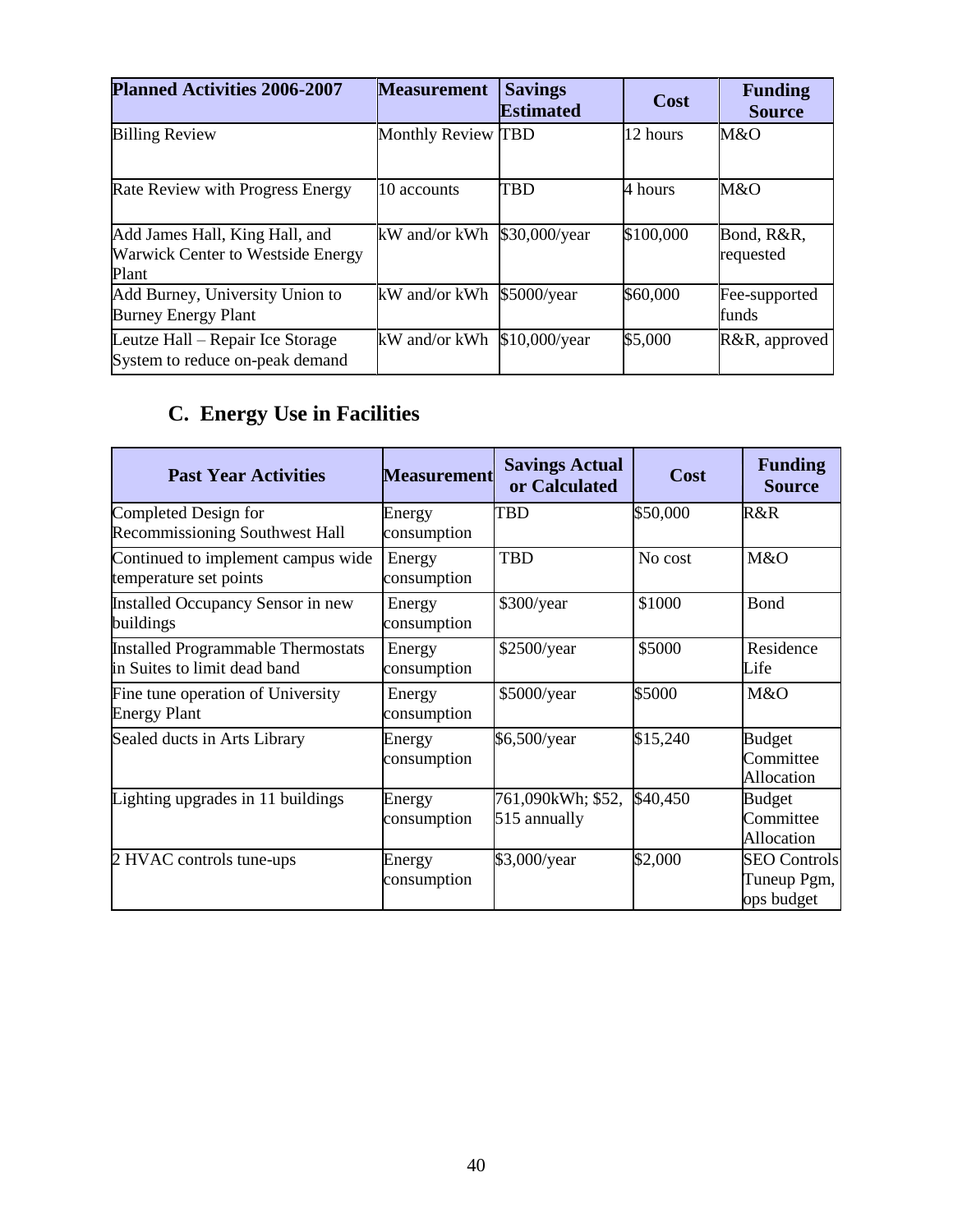| Planned Activities 2006-2007 | Measurement | Savings Estimated | Cost | Funding Source |
|---|---|---|---|---|
| Billing Review | Monthly Review | TBD | 12 hours | M&O |
| Rate Review with Progress Energy | 10 accounts | TBD | 4 hours | M&O |
| Add James Hall, King Hall, and Warwick Center to Westside Energy Plant | kW and/or kWh | $30,000/year | $100,000 | Bond, R&R, requested |
| Add Burney, University Union to Burney Energy Plant | kW and/or kWh | $5000/year | $60,000 | Fee-supported funds |
| Leutze Hall – Repair Ice Storage System to reduce on-peak demand | kW and/or kWh | $10,000/year | $5,000 | R&R, approved |

## C. Energy Use in Facilities

| Past Year Activities | Measurement | Savings Actual or Calculated | Cost | Funding Source |
|---|---|---|---|---|
| Completed Design for Recommissioning Southwest Hall | Energy consumption | TBD | $50,000 | R&R |
| Continued to implement campus wide temperature set points | Energy consumption | TBD | No cost | M&O |
| Installed Occupancy Sensor in new buildings | Energy consumption | $300/year | $1000 | Bond |
| Installed Programmable Thermostats in Suites to limit dead band | Energy consumption | $2500/year | $5000 | Residence Life |
| Fine tune operation of University Energy Plant | Energy consumption | $5000/year | $5000 | M&O |
| Sealed ducts in Arts Library | Energy consumption | $6,500/year | $15,240 | Budget Committee Allocation |
| Lighting upgrades in 11 buildings | Energy consumption | 761,090kWh; $52, 515 annually | $40,450 | Budget Committee Allocation |
| 2 HVAC controls tune-ups | Energy consumption | $3,000/year | $2,000 | SEO Controls Tuneup Pgm, ops budget |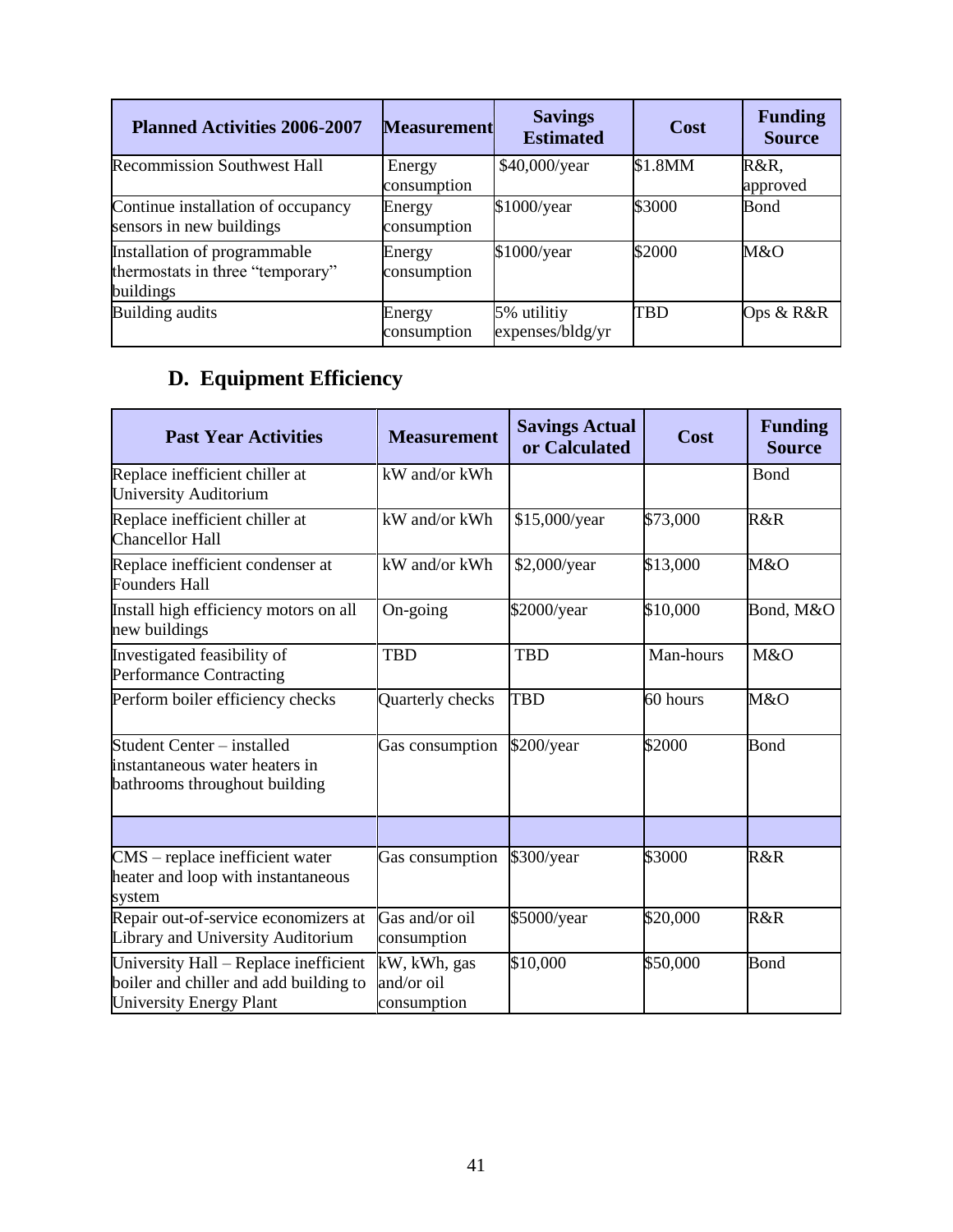| Planned Activities 2006-2007 | Measurement | Savings Estimated | Cost | Funding Source |
|---|---|---|---|---|
| Recommission Southwest Hall | Energy consumption | $40,000/year | $1.8MM | R&R, approved |
| Continue installation of occupancy sensors in new buildings | Energy consumption | $1000/year | $3000 | Bond |
| Installation of programmable thermostats in three "temporary" buildings | Energy consumption | $1000/year | $2000 | M&O |
| Building audits | Energy consumption | 5% utilitiy expenses/bldg/yr | TBD | Ops & R&R |

## D. Equipment Efficiency

| Past Year Activities | Measurement | Savings Actual or Calculated | Cost | Funding Source |
|---|---|---|---|---|
| Replace inefficient chiller at University Auditorium | kW and/or kWh | | | Bond |
| Replace inefficient chiller at Chancellor Hall | kW and/or kWh | $15,000/year | $73,000 | R&R |
| Replace inefficient condenser at Founders Hall | kW and/or kWh | $2,000/year | $13,000 | M&O |
| Install high efficiency motors on all new buildings | On-going | $2000/year | $10,000 | Bond, M&O |
| Investigated feasibility of Performance Contracting | TBD | TBD | Man-hours | M&O |
| Perform boiler efficiency checks | Quarterly checks | TBD | 60 hours | M&O |
| Student Center – installed instantaneous water heaters in bathrooms throughout building | Gas consumption | $200/year | $2000 | Bond |
| | | | | |
| CMS – replace inefficient water heater and loop with instantaneous system | Gas consumption | $300/year | $3000 | R&R |
| Repair out-of-service economizers at Library and University Auditorium | Gas and/or oil consumption | $5000/year | $20,000 | R&R |
| University Hall – Replace inefficient boiler and chiller and add building to University Energy Plant | kW, kWh, gas and/or oil consumption | $10,000 | $50,000 | Bond |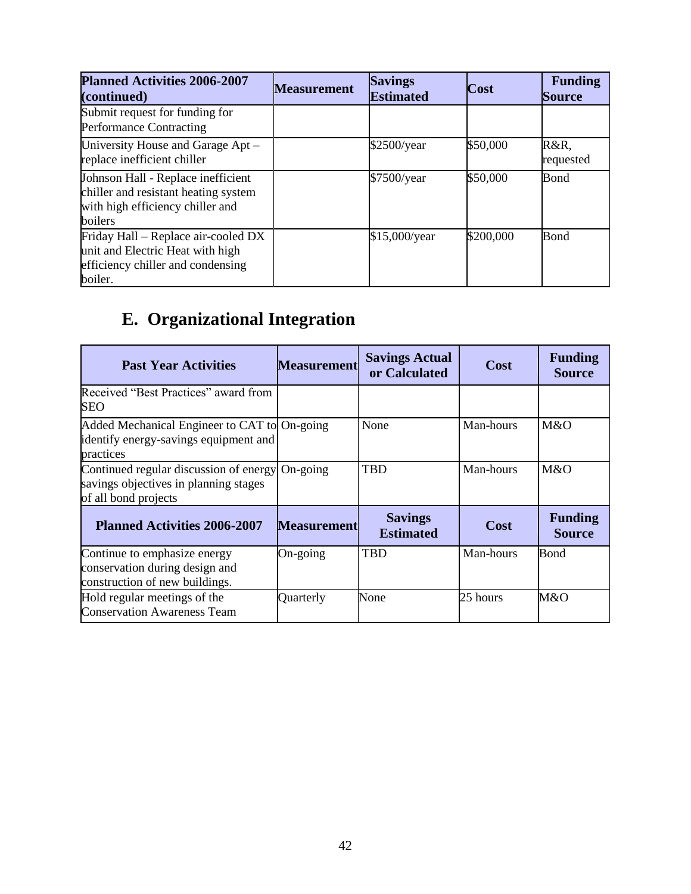| Planned Activities 2006-2007 (continued) | Measurement | Savings Estimated | Cost | Funding Source |
|---|---|---|---|---|
| Submit request for funding for Performance Contracting | | | | |
| University House and Garage Apt – replace inefficient chiller | | $2500/year | $50,000 | R&R, requested |
| Johnson Hall - Replace inefficient chiller and resistant heating system with high efficiency chiller and boilers | | $7500/year | $50,000 | Bond |
| Friday Hall – Replace air-cooled DX unit and Electric Heat with high efficiency chiller and condensing boiler. | | $15,000/year | $200,000 | Bond |

## E. Organizational Integration

| Past Year Activities | Measurement | Savings Actual or Calculated | Cost | Funding Source |
|---|---|---|---|---|
| Received "Best Practices" award from SEO | | | | |
| Added Mechanical Engineer to CAT to identify energy-savings equipment and practices | On-going | None | Man-hours | M&O |
| Continued regular discussion of energy savings objectives in planning stages of all bond projects | On-going | TBD | Man-hours | M&O |
| **Planned Activities 2006-2007** | **Measurement** | **Savings Estimated** | **Cost** | **Funding Source** |
| Continue to emphasize energy conservation during design and construction of new buildings. | On-going | TBD | Man-hours | Bond |
| Hold regular meetings of the Conservation Awareness Team | Quarterly | None | 25 hours | M&O |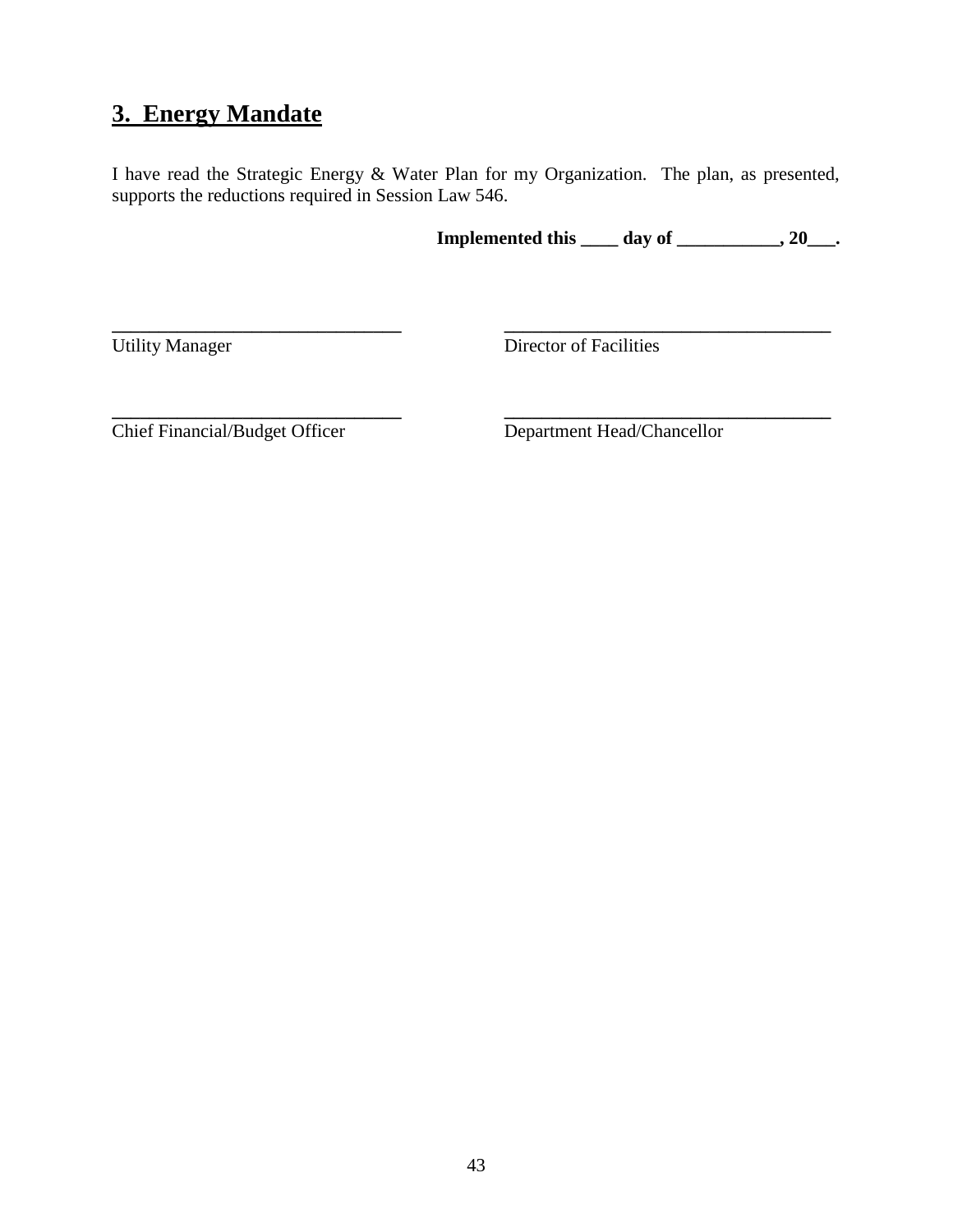## 3. Energy Mandate

I have read the Strategic Energy & Water Plan for my Organization. The plan, as presented, supports the reductions required in Session Law 546.

**Implemented this ____ day of ___________, 20___.**

| | |
|---|---|
| _______________________________ | ___________________________________ |
| Utility Manager | Director of Facilities |
| _______________________________ | ___________________________________ |
| Chief Financial/Budget Officer | Department Head/Chancellor |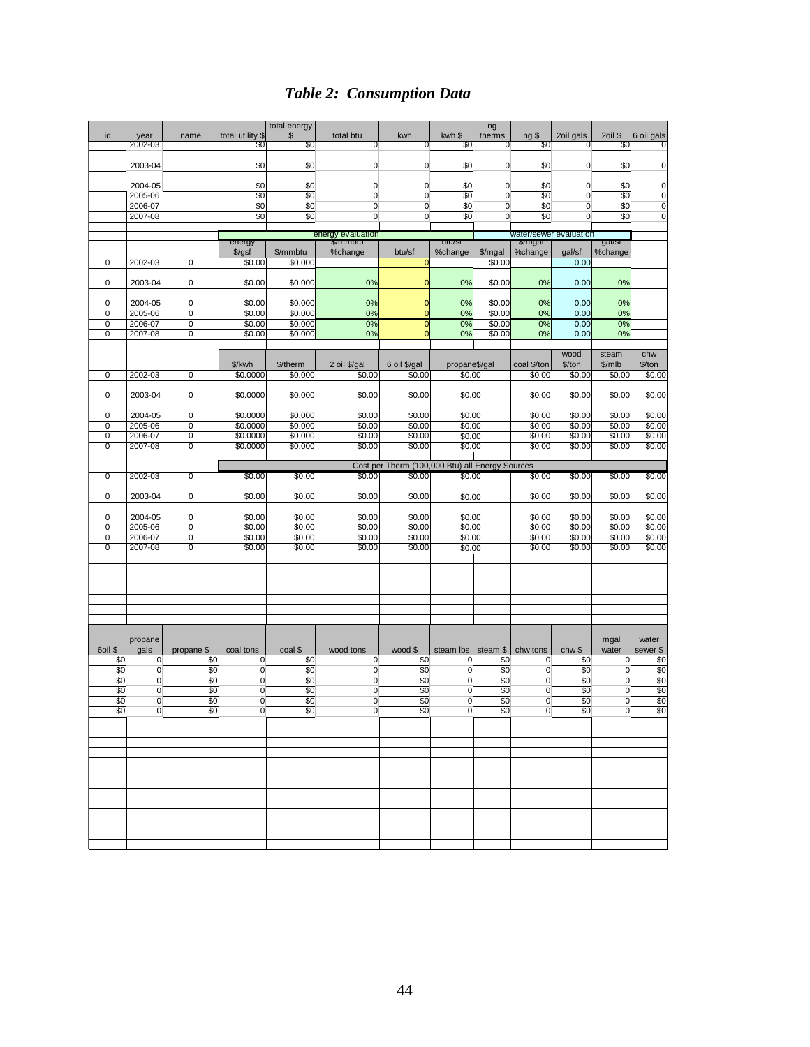# *Table 2: Consumption Data*

| id | year | name | total utility $ | total energy $ | total btu | kwh | kwh $ | ng therms | ng $ | 2oil gals | 2oil $ | 6 oil gals |
|---|---|---|---|---|---|---|---|---|---|---|---|---|
| | 2002-03 | | $0 | $0 | 0 | 0 | $0 | 0 | $0 | 0 | $0 | 0 |
| | 2003-04 | | $0 | $0 | 0 | 0 | $0 | 0 | $0 | 0 | $0 | 0 |
| | 2004-05 | | $0 | $0 | 0 | 0 | $0 | 0 | $0 | 0 | $0 | 0 |
| | 2005-06 | | $0 | $0 | 0 | 0 | $0 | 0 | $0 | 0 | $0 | 0 |
| | 2006-07 | | $0 | $0 | 0 | 0 | $0 | 0 | $0 | 0 | $0 | 0 |
| | 2007-08 | | $0 | $0 | 0 | 0 | $0 | 0 | $0 | 0 | $0 | 0 |

| | | | energy evaluation | | | | | water/sewer evaluation | | | | |
|---|---|---|---|---|---|---|---|---|---|---|---|---|
| | | | energy $/gsf | $/mmbtu | $/mmbtu %change | btu/sf | btu/sf %change | $/mgal | $/mgal %change | gal/sf | gal/sf %change | |
| 0 | 2002-03 | 0 | $0.00 | $0.000 | | 0 | | $0.00 | | 0.00 | | |
| 0 | 2003-04 | 0 | $0.00 | $0.000 | 0% | 0 | 0% | $0.00 | 0% | 0.00 | 0% | |
| 0 | 2004-05 | 0 | $0.00 | $0.000 | 0% | 0 | 0% | $0.00 | 0% | 0.00 | 0% | |
| 0 | 2005-06 | 0 | $0.00 | $0.000 | 0% | 0 | 0% | $0.00 | 0% | 0.00 | 0% | |
| 0 | 2006-07 | 0 | $0.00 | $0.000 | 0% | 0 | 0% | $0.00 | 0% | 0.00 | 0% | |
| 0 | 2007-08 | 0 | $0.00 | $0.000 | 0% | 0 | 0% | $0.00 | 0% | 0.00 | 0% | |

| | | | $/kwh | $/therm | 2 oil $/gal | 6 oil $/gal | propane$/gal | coal $/ton | wood $/ton | steam $/mlb | chw $/ton |
|---|---|---|---|---|---|---|---|---|---|---|---|
| 0 | 2002-03 | 0 | $0.0000 | $0.000 | $0.00 | $0.00 | $0.00 | $0.00 | $0.00 | $0.00 | $0.00 |
| 0 | 2003-04 | 0 | $0.0000 | $0.000 | $0.00 | $0.00 | $0.00 | $0.00 | $0.00 | $0.00 | $0.00 |
| 0 | 2004-05 | 0 | $0.0000 | $0.000 | $0.00 | $0.00 | $0.00 | $0.00 | $0.00 | $0.00 | $0.00 |
| 0 | 2005-06 | 0 | $0.0000 | $0.000 | $0.00 | $0.00 | $0.00 | $0.00 | $0.00 | $0.00 | $0.00 |
| 0 | 2006-07 | 0 | $0.0000 | $0.000 | $0.00 | $0.00 | $0.00 | $0.00 | $0.00 | $0.00 | $0.00 |
| 0 | 2007-08 | 0 | $0.0000 | $0.000 | $0.00 | $0.00 | $0.00 | $0.00 | $0.00 | $0.00 | $0.00 |
| | | | Cost per Therm (100,000 Btu) all Energy Sources | | | | | | | | |
| 0 | 2002-03 | 0 | $0.00 | $0.00 | $0.00 | $0.00 | $0.00 | $0.00 | $0.00 | $0.00 | $0.00 |
| 0 | 2003-04 | 0 | $0.00 | $0.00 | $0.00 | $0.00 | $0.00 | $0.00 | $0.00 | $0.00 | $0.00 |
| 0 | 2004-05 | 0 | $0.00 | $0.00 | $0.00 | $0.00 | $0.00 | $0.00 | $0.00 | $0.00 | $0.00 |
| 0 | 2005-06 | 0 | $0.00 | $0.00 | $0.00 | $0.00 | $0.00 | $0.00 | $0.00 | $0.00 | $0.00 |
| 0 | 2006-07 | 0 | $0.00 | $0.00 | $0.00 | $0.00 | $0.00 | $0.00 | $0.00 | $0.00 | $0.00 |
| 0 | 2007-08 | 0 | $0.00 | $0.00 | $0.00 | $0.00 | $0.00 | $0.00 | $0.00 | $0.00 | $0.00 |

| 6oil $ | propane gals | propane $ | coal tons | coal $ | wood tons | wood $ | steam lbs | steam $ | chw tons | chw $ | mgal water | water sewer $ |
|---|---|---|---|---|---|---|---|---|---|---|---|---|
| $0 | 0 | $0 | 0 | $0 | 0 | $0 | 0 | $0 | 0 | $0 | 0 | $0 |
| $0 | 0 | $0 | 0 | $0 | 0 | $0 | 0 | $0 | 0 | $0 | 0 | $0 |
| $0 | 0 | $0 | 0 | $0 | 0 | $0 | 0 | $0 | 0 | $0 | 0 | $0 |
| $0 | 0 | $0 | 0 | $0 | 0 | $0 | 0 | $0 | 0 | $0 | 0 | $0 |
| $0 | 0 | $0 | 0 | $0 | 0 | $0 | 0 | $0 | 0 | $0 | 0 | $0 |
| $0 | 0 | $0 | 0 | $0 | 0 | $0 | 0 | $0 | 0 | $0 | 0 | $0 |